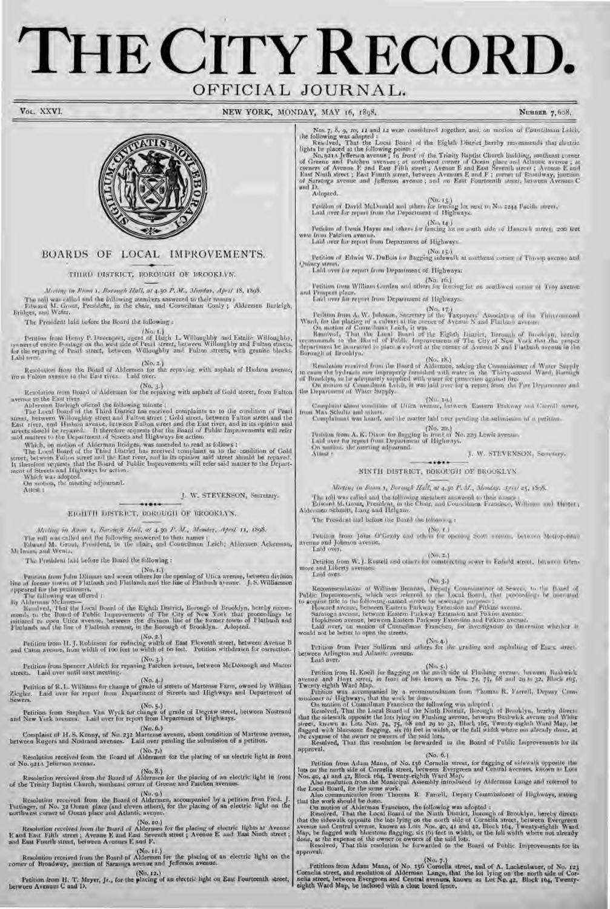# THE CITY RECORD.

## OFFICIAL JOURNAL.

VOL. XXVI. NEW YORK, MONDAY, MAY 16, 1898. NUMBER 7,608.

## BOARDS OF LOCAL IMPROVEMENTS.

### THIRD DISTRICT, BOROUGH OF BROOKLYN.

*Meeting in Room 1, Borough Hall, at 4.30 P. M., Monday, April 18, 1898.*

The roll was called and the following members answered to their names: Edward M. Grout, President, in the chair, and Councilman Conly; Aldermen Burleigh, Bridges, and Wafer.

The President laid before the Board the following:

(No. 1.)

Petition from Henry P. Davenport, agent of Hugh L. Willoughby and Estelle Willoughby, owners of entire frontage on the west side of Pearl street, between Willoughby and Fulton streets, for the repaving of Pearl street, between Willoughby and Fulton streets, with granite blocks. Laid over.

(No. 2.)

Resolution from the Board of Aldermen for the repaving with asphalt of Hudson avenue, from Fulton avenue to the East river. Laid over.

(No. 3.)

Resolution from Board of Aldermen for the repaving with asphalt of Gold street, from Fulton avenue to the East river.

Alderman Burleigh offered the following minute:

The Local Board of the Third District has received complaints as to the condition of Pearl street, between Willoughby street and Fulton street; Gold street, between Fulton street and the East river, and Hudson avenue, between Fulton street and the East river, and in its opinion said streets should be repaved. It therefore requests that the Board of Public Improvements will refer said matters to the Department of Streets and Highways for action.

Which, on motion of Alderman Bridges, was amended to read as follows:

The Local Board of the Third District has received complaint as to the condition of Gold street, between Fulton street and the East river, and in its opinion said street should be repaved. It therefore requests that the Board of Public Improvements will refer said matter to the Department of Streets and Highways for action.

Which was adopted.

On motion, the meeting adjourned.

Attest:

J. W. STEVENSON, Secretary.

### EIGHTH DISTRICT, BOROUGH OF BROOKLYN.

*Meeting in Room 1, Borough Hall, at 4.30 P. M., Monday, April 11, 1898.*

The roll was called and the following answered to their names: Edward M. Grout, President, in the chair, and Councilman Leich; Aldermen Ackerman, McInnes, and Wentz.

The President laid before the Board the following:

(No. 1.)

Petition from John Ditmars and seven others for the opening of Utica avenue, between division line of former towns of Flatbush and Flatlands and the line of Flatbush avenue. J. S. Williamson appeared for the petitioners.

The following was offered:

By Alderman McInnes—

Resolved, That the Local Board of the Eighth District, Borough of Brooklyn, hereby recommends to the Board of Public Improvements of The City of New York that proceedings be initiated to open Utica avenue, between the division line of the former towns of Flatbush and Flatlands and the line of Flatbush avenue, in the Borough of Brooklyn. Adopted.

(No. 2.)

Petition from H. J. Robinson for reducing width of East Eleventh street, between Avenue B and Caton avenue, from width of 100 feet to width of 60 feet. Petition withdrawn for correction.

(No. 3.)

Petition from Spencer Aldrich for repaving Patchen avenue, between McDonough and Macon streets. Laid over until next meeting.

(No. 4.)

Petition of R. L. Williams for change of grade of streets of Martense Farm, owned by William Ziegler. Laid over for report from Department of Streets and Highways and Department of Sewers.

(No. 5.)

Petition from Stephen Van Wyck for change of grade of Degraw street, between Nostrand and New York avenues. Laid over for report from Department of Highways.

(No. 6.)

Complaint of H. S. Kenny, of No. 232 Martense avenue, about condition of Martense avenue, between Rogers and Nostrand avenues. Laid over pending the submission of a petition.

(No. 7.)

Resolution received from the Board of Aldermen for the placing of an electric light in front of No. 921A Jefferson avenue.

(No. 8.)

Resolution received from the Board of Aldermen for the placing of an electric light in front of the Trinity Baptist Church, southeast corner of Greene and Patchen avenues.

(No. 9.)

Resolution received from the Board of Aldermen, accompanied by a petition from Fred. J. Puttinger, of No. 32 Ocean place (and eleven others), for the placing of an electric light on the northwest corner of Ocean place and Atlantic avenue.

(No. 10.)

Resolution received from the Board of Aldermen for the placing of electric lights at Avenue E and East Fifth street; Avenue E and East Seventh street; Avenue E and East Ninth street; and East Fourth street, between Avenues E and F.

(No. 11.)

Resolution received from the Board of Aldermen for the placing of an electric light on the corner of Broadway, junction of Saratoga avenue and Jefferson avenue.

(No. 12.)

Petition from H. T. Meyer, Jr., for the placing of an electric light on East Fourteenth street, between Avenues C and D.

Nos. 7, 8, 9, 10, 11 and 12 were considered together, and, on motion of Councilman Leich, the following was adopted:

Resolved, That the Local Board of the Eighth District hereby recommends that electric lights be placed at the following points:

No. 921A Jefferson avenue; in front of the Trinity Baptist Church building, southeast corner of Greene and Patchen avenues; at northwest corner of Ocean place and Atlantic avenue; at corners of Avenue E and East Fifth street; Avenue E and East Seventh street; Avenue E and East Ninth street; East Fourth street, between Avenues E and F; corner of Broadway, junction of Saratoga avenue and Jefferson avenue; and on East Fourteenth street, between Avenues C and D.

Adopted.

(No. 13.)

Petition of David McDonald and others for fencing lot next to No. 2244 Pacific street.

Laid over for report from the Department of Highways.

(No. 14.)

Petition of Denis Hayes and others for fencing lot on south side of Hancock street, 200 feet west from Patchen avenue.

Laid over for report from Department of Highways.

(No. 15.)

Petition of Edwin W. DuBois for flagging sidewalk at southeast corner of Throop avenue and Quincy street.

Laid over for report from Department of Highways.

(No. 16.)

Petition from William Gordon and others for fencing lot on southwest corner of Troy avenue and Prospect place.

Laid over for report from Department of Highways.

(No. 17.)

Petition from A. W. Johnson, Secretary of the Taxpayers' Association of the Thirty-second Ward, for the placing of a culvert at the corner of Avenue N and Flatbush avenue.

On motion of Councilman Leich, it was

Resolved, That the Local Board of the Eighth District, Borough of Brooklyn, hereby recommends to the Board of Public Improvements of The City of New York that the proper department be instructed to place a culvert at the corner of Avenue N and Flatbush avenue in the Borough of Brooklyn.

(No. 18.)

Resolution received from the Board of Aldermen, asking the Commissioner of Water Supply to cause the hydrants now improperly furnished with water in the Thirty-second Ward, Borough of Brooklyn, to be adequately supplied with water for protection against fire.

On motion of Councilman Leich, it was laid over for a report from the Fire Department and the Department of Water Supply.

(No. 19.)

Complaint about condition of Utica avenue, between Eastern Parkway and Carroll street, from Max Schultz and others.

Complainant was heard, and the matter laid over pending the submission of a petition.

(No. 20.)

Petition from A. K. Dixon for flagging in front of No. 229 Lewis avenue.

Laid over for report from Department of Highways.

On motion, the meeting adjourned.

Attest:

J. W. STEVENSON, Secretary.

### NINTH DISTRICT, BOROUGH OF BROOKLYN

*Meeting in Room 1, Borough Hall, at 4.30 P. M., Monday, April 25, 1898.*

The roll was called and the following members answered to their names: Edward M. Grout, President, in the Chair, and Councilman Francisco, Williams and Hester; Aldermen Schmitt, Lang and Helgans.

The President laid before the Board the following:

(No. 1.)

Petition from John O'Grady and others for opening Scott avenue, between Metropolitan avenue and Johnson avenue.

Laid over.

(No. 2.)

Petition from W. J. Russell and others for constructing sewer in Enfield street, between Glenmore and Liberty avenues.

Laid over.

(No. 3.)

Recommendation of William Brennan, Deputy Commissioner of Sewers, to the Board of Public Improvements, which was referred to the Local Board, that proceedings be instituted to acquire title to the following-named streets for sewerage purposes:

Howard avenue, between Eastern Parkway Extension and Pitkins avenue.

Saratoga avenue, between Eastern Parkway Extension and Pitkins avenue.

Hopkinson avenue, between Eastern Parkway Extension and Pitkins avenue.

Laid over, on motion of Councilman Francisco, for investigation to determine whether it would not be better to open the streets.

(No. 4.)

Petition from Peter Sullivan and others for the grading and asphalting of Essex street, between Arlington and Atlantic avenues.

Laid over.

(No. 5.)

Petition from H. Knell for flagging on the north side of Flushing avenue, between Bushwick avenue and Hoyt street, in front of lots known as Nos. 74, 75, 68 and 29 to 32, Block 165, Twenty-eighth Ward Map.

Petition was accompanied by a recommendation from Thomas R. Farrell, Deputy Commissioner of Highways, that the work be done.

On motion of Councilman Francisco the following was adopted:

Resolved, That the Local Board of the Ninth District, Borough of Brooklyn, hereby directs that the sidewalk opposite the lots lying on Flushing avenue, between Bushwick avenue and White street, known as Lots Nos. 74, 75, 68 and 29 to 32, Block 165, Twenty-eighth Ward Map, be flagged with bluestone flagging, six (6) feet in width, or the full width where not already done, at the expense of the owner or owners of the said lots.

Resolved, That this resolution be forwarded to the Board of Public Improvements for its approval.

(No. 6.)

Petition from Adam Mann, of No. 156 Cornelia street, for flagging of sidewalk opposite the lots on the north side of Cornelia street, between Evergreen and Central avenues, known as Lots Nos. 40, 41 and 42, Block 164, Twenty-eighth Ward Map.

Also resolution from the Municipal Assembly introduced by Alderman Lange and referred to the Local Board, for the same work.

Also communication from Thomas R. Farrell, Deputy Commissioner of Highways, stating that the work should be done.

On motion of Alderman Francisco, the following was adopted:

Resolved, That the Local Board of the Ninth District, Borough of Brooklyn, hereby directs that the sidewalk opposite the lots lying on the north side of Cornelia street, between Evergreen avenue and Central avenue, known as Lots Nos. 40, 41 and 42, Block 164, Twenty-eighth Ward Map, be flagged with bluestone flagging, six (6) feet in width, or the full width where not already done, at the expense of the owner or owners of the said lots.

Resolved, That this resolution be forwarded to the Board of Public Improvements for its approval.

(No. 7.)

Petitions from Adam Mann, of No. 156 Cornelia street, and of A. Lackenbauer, of No. 123 Cornelia street, and resolution of Alderman Lange, that the lot lying on the north side of Cornelia street, between Evergreen and Central avenues, known as Lot No. 42, Block 164, Twenty-eighth Ward Map, be inclosed with a close board fence.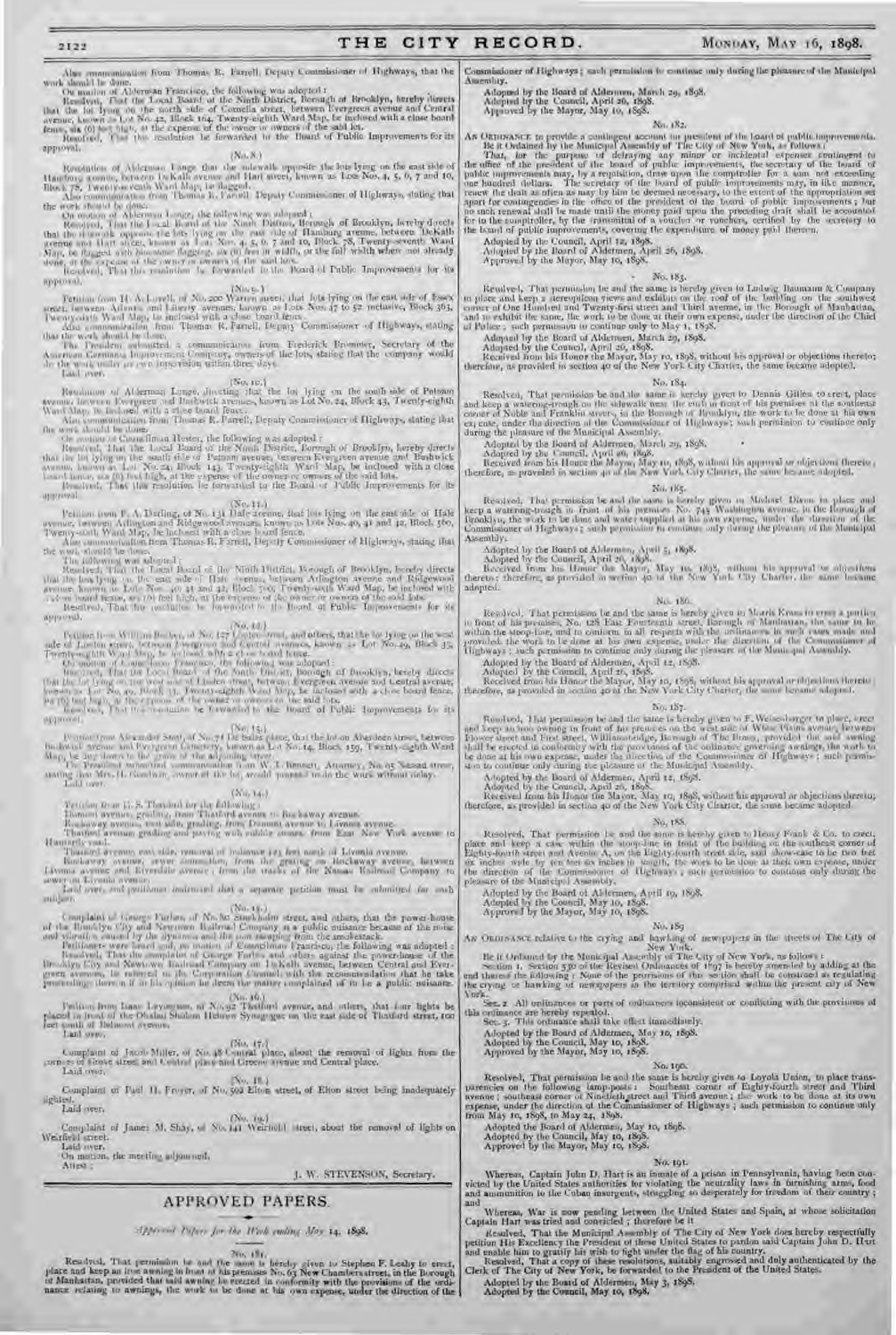Also communication from Thomas R. Farrell, Deputy Commissioner of Highways, that the work should be done.

On motion of Alderman Francisco, the following was adopted:

Resolved, That the Local Board of the Ninth District, Borough of Brooklyn, hereby directs that the lot lying on the north side of Cornelia street, between Evergreen avenue and Central avenue, known as Lot No. 42, Block 164, Twenty-eighth Ward Map, be inclosed with a close board fence, six (6) feet high, at the expense of the owner or owners of the said lot.

Resolved, That this resolution be forwarded to the Board of Public Improvements for its approval.

(No. 8.)

Resolution of Alderman Lange that the sidewalk opposite the lots lying on the east side of Hamburg avenue, between DeKalb avenue and Hart street, known as Lots Nos. 4, 5, 6, 7 and 10, Block 78, Twenty-seventh Ward Map, be flagged.

Also communication from Thomas R. Farrell, Deputy Commissioner of Highways, stating that the work should be done.

On motion of Alderman Lange, the following was adopted:

Resolved, That the Local Board of the Ninth District, Borough of Brooklyn, hereby directs that the sidewalk opposite the lots lying on the east side of Hamburg avenue, between DeKalb avenue and Hart street, known as Lots Nos. 4, 5, 6, 7 and 10, Block 78, Twenty-seventh Ward Map, be flagged with bluestone flagging, six (6) feet in width, or the full width where not already done, at the expense of the owner or owners of the said lots.

Resolved, That this resolution be forwarded to the Board of Public Improvements for its approval.

(No. 9.)

Petition from H. A. Lovell, of No. 200 Warren street, that lots lying on the east side of Essex street, between Atlantic and Liberty avenues, known as Lots Nos. 47 to 52 inclusive, Block 363, Twenty-sixth Ward Map, be inclosed with a close board fence.

Also communication from Thomas R. Farrell, Deputy Commissioner of Highways, stating that the work should be done.

The President submitted a communication from Frederick Brommer, Secretary of the American Germania Improvement Company, owners of the lots, stating that the company would do the work under its own supervision within three days.

Laid over.

(No. 10.)

Resolution of Alderman Lange, directing that the lot lying on the south side of Putnam avenue, between Evergreen and Bushwick avenues, known as Lot No. 24, Block 43, Twenty-eighth Ward Map, be inclosed with a close board fence.

Also communication from Thomas R. Farrell, Deputy Commissioner of Highways, stating that the work should be done.

On motion of Councilman Hester, the following was adopted:

Resolved, That the Local Board of the Ninth District, Borough of Brooklyn, hereby directs that the lot lying on the south side of Putnam avenue, between Evergreen avenue and Bushwick avenue, known as Lot No. 24, Block 143, Twenty-eighth Ward Map, be inclosed with a close board fence, six (6) feet high, at the expense of the owner or owners of the said lots.

Resolved, That this resolution be forwarded to the Board of Public Improvements for its approval.

(No. 11.)

Petition from F. A. Darling, of No. 131 Hale avenue, that lots lying on the east side of Hale avenue, between Arlington and Ridgewood avenues, known as Lots Nos. 40, 41 and 42, Block 560, Twenty-sixth Ward Map, be inclosed with a close board fence.

Also communication from Thomas R. Farrell, Deputy Commissioner of Highways, stating that the work should be done.

The following was adopted:

Resolved, That the Local Board of the Ninth District, Borough of Brooklyn, hereby directs that the lots lying on the east side of Hale avenue, between Arlington avenue and Ridgewood avenue, known as Lots Nos. 40, 41 and 42, Block 560, Twenty-sixth Ward Map, be inclosed with a close board fence, six (6) feet high, at the expense of the owner or owners of the said lots.

Resolved, That this resolution be forwarded to the Board of Public Improvements for its approval.

(No. 12.)

Petition from William Becker, of No. 127 Linden street, and others, that the lot lying on the west side of Linden street, between Evergreen and Central avenues, known as Lot No. 49, Block 35, Twenty-eighth Ward Map, be inclosed with a close board fence.

On motion of Councilman Francisco, the following was adopted:

Resolved, That the Local Board of the Ninth District, Borough of Brooklyn, hereby directs that the lot lying on the west side of Linden street, between Evergreen avenue and Central avenue, known as Lot No. 49, Block 35, Twenty-eighth Ward Map, be inclosed with a close board fence, six (6) feet high, at the expense of the owner or owners of the said lots.

Resolved, That this resolution be forwarded to the Board of Public Improvements for its approval.

(No. 13.)

Petition from Alexander Stoll, of No. 74 De Sales place, that the lot on Aberdeen street, between Bushwick avenue and Evergreen Cemetery, known as Lot No. 45, Block 159, Twenty-eighth Ward Map, be filled down to the grade of the adjoining street.

The President submitted communication from W. T. Bennett, Attorney, No. 95 Nassau street, stating that Mrs. H. Goodwin, owner of the lot, would proceed to do the work without delay.

Laid over.

(No. 14.)

Petition from G. S. Thatford for the following:

Dumont avenue, grading, from Thatford avenue to Rockaway avenue.

Rockaway avenue, west side, grading, from Dumont avenue to Livonia avenue.

Thatford avenue grading and paving with cobble stones, from East New York avenue to Hunterfly road.

Thatford avenue, east side, removal of nuisance 125 feet north of Livonia avenue.

Rockaway avenue, sewer connection, from the grating on Rockaway avenue, between Livonia avenue and Riverdale avenue; from the tracks of the Nassau Railroad Company to sewer on Livonia avenue.

Laid over, and petitioner instructed that a separate petition must be submitted for each subject.

(No. 15.)

Complaint of George Forbes, of No. 80 Stockholm street, and others, that the power-house of the Brooklyn City and Newtown Railroad Company is a public nuisance because of the noise and vibration caused by the dynamos and the soot escaping from the smokestack.

Petitioners were heard and, on motion of Councilman Francisco, the following was adopted:

Resolved, That the complaint of George Forbes and others against the power-house of the Brooklyn City and Newtown Railroad Company on DeKalb avenue, between Central and Evergreen avenues, be referred to the Corporation Counsel, with the recommendation that he take proceedings therein if in his opinion he deems the matter complained of to be a public nuisance.

(No. 16.)

Petition from Isaac Levingson, of No. 92 Thatford avenue, and others, that four lights be placed in front of the Ohalaei Sholom Hebrew Synagogue on the east side of Thatford street, 100 feet south of Belmont avenue.

Laid over.

(No. 17.)

Complaint of Jacob Miller, of No. 48 Central place, about the removal of lights from the corner of Grove street and Central place and Greene avenue and Central place.

Laid over.

(No. 18.)

Complaint of Paul H. Freyer, of No. 502 Elton street, of Elton street being inadequately lighted.

Laid over.

(No. 19.)

Complaint of James M. Shay, of No. 141 Weirfield street, about the removal of lights on Weirfield street.

Laid over.

On motion, the meeting adjourned.

Attest:

J. W. STEVENSON, Secretary.

## APPROVED PAPERS.

*Approved Papers for the Week ending May 14, 1898.*

No. 181.

Resolved, That permission be and the same is hereby given to Stephen F. Leahy to erect, place and keep an iron awning in front of his premises No. 63 New Chambers street, in the Borough of Manhattan, provided that said awning be erected in conformity with the provisions of the ordinance relating to awnings, the work to be done at his own expense, under the direction of the Commissioner of Highways; such permission to continue only during the pleasure of the Municipal Assembly.

Adopted by the Board of Aldermen, March 29, 1898.
Adopted by the Council, April 26, 1898.
Approved by the Mayor, May 10, 1898.

No. 182.

AN ORDINANCE to provide a contingent account for president of the board of public improvements.

Be it Ordained by the Municipal Assembly of The City of New York, as follows:

That, for the purpose of defraying any minor or incidental expenses contingent to the office of the president of the board of public improvements, the secretary of the board of public improvements may, by a requisition, draw upon the comptroller for a sum not exceeding one hundred dollars. The secretary of the board of public improvements may, in like manner, renew the draft as often as may by him be deemed necessary, to the extent of the appropriation set apart for contingencies in the office of the president of the board of public improvements; but no such renewal shall be made until the money paid upon the preceding draft shall be accounted for to the comptroller, by the transmittal of a voucher or vouchers, certified by the secretary to the board of public improvements, covering the expenditure of money paid thereon.

Adopted by the Council, April 12, 1898.
Adopted by the Board of Aldermen, April 26, 1898.
Approved by the Mayor, May 10, 1898.

No. 183.

Resolved, That permission be and the same is hereby given to Ludwig Baumann & Company to place and keep a stereopticon views and exhibit on the roof of the building on the southwest corner of One Hundred and Twenty-first street and Third avenue, in the Borough of Manhattan, and to exhibit the same, the work to be done at their own expense, under the direction of the Chief of Police; such permission to continue only to May 1, 1898.

Adopted by the Board of Aldermen, March 29, 1898.
Adopted by the Council, April 26, 1898.
Received from his Honor the Mayor, May 10, 1898, without his approval or objections thereto; therefore, as provided in section 40 of the New York City Charter, the same became adopted.

No. 184.

Resolved, That permission be and the same is hereby given to Dennis Gillen to erect, place and keep a watering-trough on the sidewalk near the curb in front of his premises at the southeast corner of Noble and Franklin streets, in the Borough of Brooklyn, the work to be done at his own expense, under the direction of the Commissioner of Highways; such permission to continue only during the pleasure of the Municipal Assembly.

Adopted by the Board of Aldermen, March 29, 1898.
Adopted by the Council, April 26, 1898.
Received from his Honor the Mayor, May 10, 1898, without his approval or objections thereto; therefore, as provided in section 40 of the New York City Charter, the same became adopted.

No. 185.

Resolved, That permission be and the same is hereby given to Michael Dixon to place and keep a watering-trough in front of his premises No. 745 Washington avenue, in the Borough of Brooklyn, the work to be done and water supplied at his own expense, under the direction of the Commissioner of Highways; such permission to continue only during the pleasure of the Municipal Assembly.

Adopted by the Board of Aldermen, April 5, 1898.
Adopted by the Council, April 26, 1898.
Received from his Honor the Mayor, May 10, 1898, without his approval or objections thereto; therefore, as provided in section 40 of the New York City Charter, the same became adopted.

No. 186.

Resolved, That permission be and the same is hereby given to Morris Kraus to erect a portico in front of his premises, No. 128 East Fourteenth street, Borough of Manhattan, the same to be within the stoop-line, and to conform in all respects with the ordinances in such cases made and provided, the work to be done at his own expense, under the direction of the Commissioner of Highways; such permission to continue only during the pleasure of the Municipal Assembly.

Adopted by the Board of Aldermen, April 12, 1898.
Adopted by the Council, April 26, 1898.
Received from his Honor the Mayor, May 10, 1898, without his approval or objections thereto; therefore, as provided in section 40 of the New York City Charter, the same became adopted.

No. 187.

Resolved, That permission be and the same is hereby given to F. Weisenberger to place, erect and keep an iron awning in front of his premises on the west side of White Plains avenue, between Flower street and First street, Williamsbridge, Borough of The Bronx, provided the said awning shall be erected in conformity with the provisions of the ordinance governing awnings, the work to be done at his own expense, under the direction of the Commissioner of Highways; such permission to continue only during the pleasure of the Municipal Assembly.

Adopted by the Board of Aldermen, April 12, 1898.
Adopted by the Council, April 26, 1898.
Received from his Honor the Mayor, May 10, 1898, without his approval or objections thereto; therefore, as provided in section 40 of the New York City Charter, the same became adopted.

No. 188.

Resolved, That permission be and the same is hereby given to Henry Frank & Co. to erect, place and keep a case within the stoop-line in front of the building on the southeast corner of Eighty-fourth street and Avenue A, on the Eighty-fourth street side, said show-case to be two feet six inches wide, by ten feet six inches in length, the work to be done at their own expense, under the direction of the Commissioner of Highways; such permission to continue only during the pleasure of the Municipal Assembly.

Adopted by the Board of Aldermen, April 19, 1898.
Adopted by the Council, May 10, 1898.
Approved by the Mayor, May 10, 1898.

No. 189.

AN ORDINANCE relative to the crying and hawking of newspapers in the streets of The City of New York.

Be it Ordained by the Municipal Assembly of The City of New York, as follows:

Section 1. Section 530 of the Revised Ordinances of 1897 is hereby amended by adding at the end thereof the following: None of the provisions of this section shall be construed as regulating the crying or hawking of newspapers in the territory comprised within the present city of New York.

Sec. 2. All ordinances or parts of ordinances inconsistent or conflicting with the provisions of this ordinance are hereby repealed.

Sec. 3. This ordinance shall take effect immediately.

Adopted by the Board of Aldermen, May 10, 1898.
Adopted by the Council, May 10, 1898.
Approved by the Mayor, May 10, 1898.

No. 190.

Resolved, That permission be and the same is hereby given to Loyola Union, to place transparencies on the following lamp-posts: Southeast corner of Eighty-fourth street and Third avenue; southeast corner of Ninetieth street and Third avenue; the work to be done at its own expense, under the direction of the Commissioner of Highways; such permission to continue only from May 10, 1898, to May 24, 1898.

Adopted by the Board of Aldermen, May 10, 1898.
Adopted by the Council, May 10, 1898.
Approved by the Mayor, May 10, 1898.

No. 191.

Whereas, Captain John D. Hart is an inmate of a prison in Pennsylvania, having been convicted by the United States authorities for violating the neutrality laws in furnishing arms, food and ammunition to the Cuban insurgents, struggling so desperately for freedom of their country; and

Whereas, War is now pending between the United States and Spain, at whose solicitation Captain Hart was tried and convicted; therefore be it

Resolved, That the Municipal Assembly of The City of New York does hereby respectfully petition His Excellency the President of these United States to pardon said Captain John D. Hart and enable him to gratify his wish to fight under the flag of his country.

Resolved, That a copy of these resolutions, suitably engrossed and duly authenticated by the Clerk of The City of New York, be forwarded to the President of the United States.

Adopted by the Board of Aldermen, May 3, 1898.
Adopted by the Council, May 10, 1898.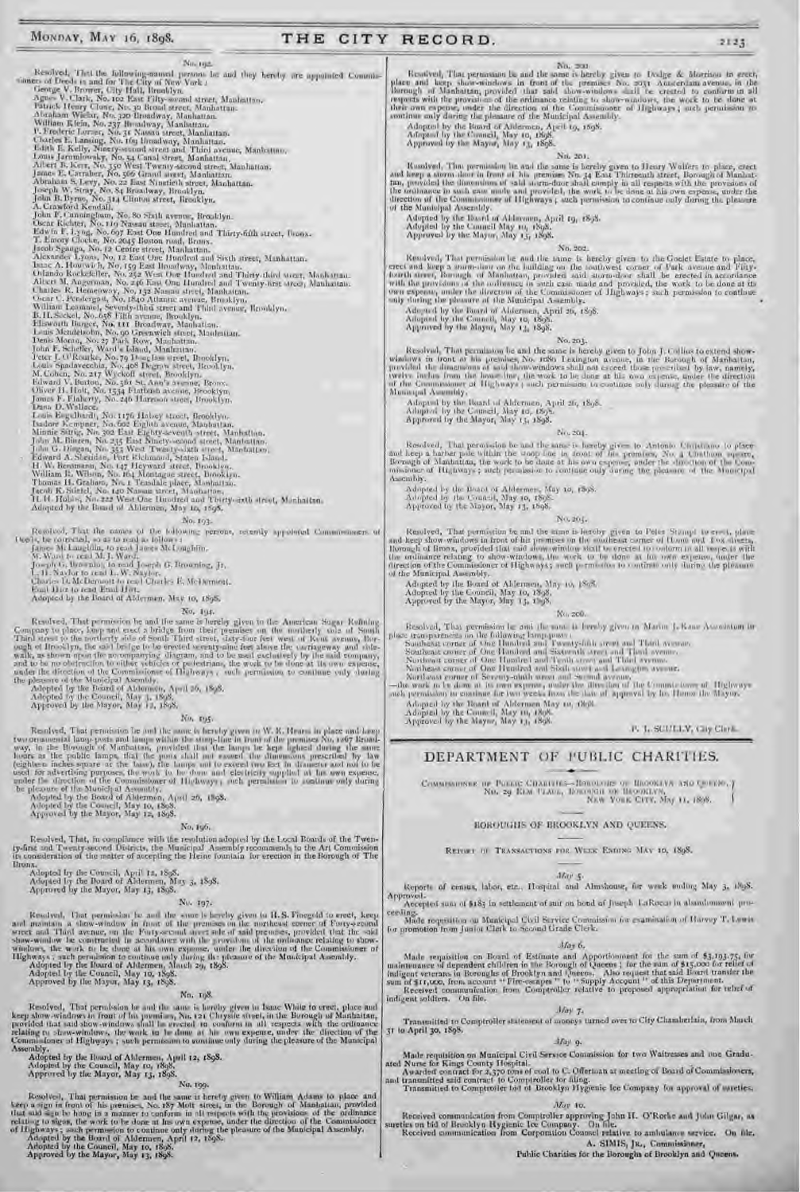No. 192.

Resolved, That the following-named persons be and they hereby are appointed Commissioners of Deeds in and for The City of New York:

George V. Brower, City Hall, Brooklyn.
Agnes V. Clark, No. 102 East Fifty-second street, Manhattan.
Patrick Henry Clune, No. 30 Broad street, Manhattan.
Abraham Wechsler, No. 320 Broadway, Manhattan.
William Klein, No. 237 Broadway, Manhattan.
F. Frederic Lorenz, No. 31 Nassau street, Manhattan.
Charles E. Lansing, No. 169 Broadway, Manhattan.
Edith E. Kelly, Ninety-second street and Third avenue, Manhattan.
Louis Jaromlowsky, No. 54 Canal street, Manhattan.
Albert B. Kerr, No. 350 West Twenty-second street, Manhattan.
James E. Carraher, No. 566 Grand street, Manhattan.
Abraham S. Levy, No. 22 East Ninetieth street, Manhattan.
Joseph W. Stray, No. 84 Broadway, Brooklyn.
John B. Byrne, No. 314 Clinton street, Brooklyn.
A. Crawford Kendall.
John F. Cunningham, No. 80 Sixth avenue, Brooklyn.
Oscar Richter, No. 119 Nassau street, Manhattan.
Edwin F. Lyng, No. 697 East One Hundred and Thirty-fifth street, Bronx.
T. Emory Clocke, No. 2045 Boston road, Bronx.
Jacob Spanga, No. 12 Centre street, Manhattan.
Alexander Lyons, No. 12 East One Hundred and Sixth street, Manhattan.
Isaac A. Horowitz, No. 159 East Broadway, Manhattan.
Orlando Rockefeller, No. 252 West One Hundred and Thirty-third street, Manhattan.
Albert M. Angerman, No. 246 East One Hundred and Twenty-first street, Manhattan.
Charles R. Hemenway, No. 132 Nassau street, Manhattan.
Oscar C. Pendergast, No. 1840 Atlantic avenue, Brooklyn.
William Leamnel, Seventy-third street and Third avenue, Brooklyn.
B. H. Seckel, No. 658 Fifth avenue, Brooklyn.
Ellsworth Burger, No. 111 Broadway, Manhattan.
Louis Mendelsohn, No. 90 Greenwich street, Manhattan.
Denis Moran, No. 27 Park Row, Manhattan.
John F. Scheffer, Ward's Island, Manhattan.
Peter J. O'Rourke, No. 79 Douglass street, Brooklyn.
Louis Spadavecchia, No. 408 Degraw street, Brooklyn.
M. Cohen, No. 217 Wyckoff street, Brooklyn.
Edward V. Burton, No. 561 St. Ann's avenue, Bronx.
Oliver H. Holt, No. 1534 Flatbush avenue, Brooklyn.
James F. Flaherty, No. 246 Harrison street, Brooklyn.
Dana D. Wallace.
Louis Engelhardt, No. 1176 Halsey street, Brooklyn.
Isadore Kempner, No. 602 Eighth avenue, Manhattan.
Minnie Sittig, No. 302 East Eighty-seventh street, Manhattan.
John M. Biesen, No. 235 East Ninety-second street, Manhattan.
John G. Deegan, No. 353 West Twenty-sixth street, Manhattan.
Edward A. Sheridan, Port Richmond, Staten Island.
H. W. Bessmann, No. 147 Heyward street, Brooklyn.
William R. Wilson, No. 164 Montague street, Brooklyn.
Thomas H. Graham, No. 1 Teasdale place, Manhattan.
Jacob K. Stietel, No. 140 Nassau street, Manhattan.
H. H. Hubbs, No. 222 West One Hundred and Thirty-sixth street, Manhattan.

Adopted by the Board of Aldermen, May 10, 1898.

No. 193.

Resolved, That the names of the following persons, recently appointed Commissioners of Deeds, be corrected, so as to read as follows:

James McLaughlin, to read James McLoughlin.
M. Ward to read M. J. Ward.
Joseph G. Browning, to read Joseph G. Browning, Jr.
L. H. Naylor to read L. W. Naylor.
Charles D. McDermott to read Charles E. McDermott.
Emil Hirt to read Emil Hirt.

Adopted by the Board of Aldermen, May 10, 1898.

No. 194.

Resolved, That permission be and the same is hereby given to the American Sugar Refining Company to place, keep and erect a bridge from their premises on the northerly side of South Third street to the northerly side of South Third street, sixty-four feet west of Kent avenue, Borough of Brooklyn, the said bridge to be erected seventy-nine feet above the carriageway and sidewalk, as shown upon the accompanying diagram, and to be used exclusively by the said company, and to be no obstruction to either vehicles or pedestrians, the work to be done at its own expense, under the direction of the Commissioner of Highways; such permission to continue only during the pleasure of the Municipal Assembly.

Adopted by the Board of Aldermen, April 26, 1898.
Adopted by the Council, May 3, 1898.
Approved by the Mayor, May 12, 1898.

No. 195.

Resolved, That permission be and the same is hereby given to W. R. Hearst to place and keep two ornamental lamp-posts and lamps within the stoop-line in front of the premises No. 1267 Broadway, in the Borough of Manhattan, provided that the lamps be kept lighted during the same hours as the public lamps, that the posts shall not exceed the dimensions prescribed by law (eighteen inches square at the base), the lamps not to exceed two feet in diameter and not to be used for advertising purposes, the work to be done and electricity supplied at his own expense, under the direction of the Commissioner of Highways; such permission to continue only during the pleasure of the Municipal Assembly.

Adopted by the Board of Aldermen, April 26, 1898.
Adopted by the Council, May 10, 1898.
Approved by the Mayor, May 12, 1898.

No. 196.

Resolved, That, in compliance with the resolution adopted by the Local Boards of the Twenty-first and Twenty-second Districts, the Municipal Assembly recommends to the Art Commission its consideration of the matter of accepting the Heine fountain for erection in the Borough of The Bronx.

Adopted by the Council, April 12, 1898.
Adopted by the Board of Aldermen, May 3, 1898.
Approved by the Mayor, May 13, 1898.

No. 197.

Resolved, That permission be and the same is hereby given to H. S. Finegold to erect, keep and maintain a show-window in front of the premises on the northeast corner of Forty-second street and Third avenue, on the Forty-second street side of said premises, provided that the said show-window be constructed in accordance with the provisions of the ordinance relating to show-windows, the work to be done at his own expense, under the direction of the Commissioner of Highways; such permission to continue only during the pleasure of the Municipal Assembly.

Adopted by the Board of Aldermen, March 29, 1898.
Adopted by the Council, May 10, 1898.
Approved by the Mayor, May 13, 1898.

No. 198.

Resolved, That permission be and the same is hereby given to Isaac White to erect, place and keep show-windows in front of his premises, No. 121 Chrystie street, in the Borough of Manhattan, provided that said show-windows shall be erected to conform in all respects with the ordinance relating to show-windows, the work to be done at his own expense, under the direction of the Commissioner of Highways; such permission to continue only during the pleasure of the Municipal Assembly.

Adopted by the Board of Aldermen, April 12, 1898.
Adopted by the Council, May 10, 1898.
Approved by the Mayor, May 13, 1898.

No. 199.

Resolved, That permission be and the same is hereby given to William Adams to place and keep a sign in front of his premises, No. 187 Mott street, in the Borough of Manhattan, provided that said sign be hung in a manner to conform in all respects with the provisions of the ordinance relating to signs, the work to be done at his own expense, under the direction of the Commissioner of Highways; such permission to continue only during the pleasure of the Municipal Assembly.

Adopted by the Board of Aldermen, April 12, 1898.
Adopted by the Council, May 10, 1898.
Approved by the Mayor, May 13, 1898.

No. 200.

Resolved, That permission be and the same is hereby given to Dodge & Morrison to erect, place and keep show-windows in front of the premises No. 2031 Amsterdam avenue, in the Borough of Manhattan, provided that said show-windows shall be erected to conform in all respects with the provisions of the ordinance relating to show-windows, the work to be done at their own expense, under the direction of the Commissioner of Highways; such permission to continue only during the pleasure of the Municipal Assembly.

Adopted by the Board of Aldermen, April 19, 1898.
Adopted by the Council, May 10, 1898.
Approved by the Mayor, May 13, 1898.

No. 201.

Resolved, That permission be and the same is hereby given to Henry Wolfers to place, erect and keep a storm-door in front of his premises No. 34 East Thirteenth street, Borough of Manhattan, provided the dimensions of said storm-door shall comply in all respects with the provisions of the ordinance in such case made and provided, the work to be done at his own expense, under the direction of the Commissioner of Highways; such permission to continue only during the pleasure of the Municipal Assembly.

Adopted by the Board of Aldermen, April 19, 1898.
Adopted by the Council May 10, 1898.
Approved by the Mayor, May 13, 1898.

No. 202.

Resolved, That permission be and the same is hereby given to the Goelet Estate to place, erect and keep a storm-door on the building on the southwest corner of Park avenue and Fifty-fourth street, Borough of Manhattan, provided said storm-door shall be erected in accordance with the provisions of the ordinance in such case made and provided, the work to be done at its own expense, under the direction of the Commissioner of Highways; such permission to continue only during the pleasure of the Municipal Assembly.

Adopted by the Board of Aldermen, April 26, 1898.
Adopted by the Council, May 10, 1898.
Approved by the Mayor, May 13, 1898.

No. 203.

Resolved, That permission be and the same is hereby given to John J. Collins to extend show-windows in front of his premises, No. 1080 Lexington avenue, in the Borough of Manhattan, provided the dimensions of said show-windows shall not exceed those prescribed by law, namely, twelve inches from the house-line, the work to be done at his own expense, under the direction of the Commissioner of Highways; such permission to continue only during the pleasure of the Municipal Assembly.

Adopted by the Board of Aldermen, April 26, 1898.
Adopted by the Council, May 10, 1898.
Approved by the Mayor, May 13, 1898.

No. 204.

Resolved, That permission be and the same is hereby given to Antonio Christiano to place and keep a barber pole within the stoop-line in front of his premises, No. 4 Chatham square, Borough of Manhattan, the work to be done at his own expense, under the direction of the Commissioner of Highways; such permission to continue only during the pleasure of the Municipal Assembly.

Adopted by the Board of Aldermen, May 10, 1898.
Adopted by the Council, May 10, 1898.
Approved by the Mayor, May 13, 1898.

No. 205.

Resolved, That permission be and the same is hereby given to Peter Stumpf to erect, place and keep show-windows in front of his premises on the southeast corner of Home and Fox streets, Borough of Bronx, provided that said show-window shall be erected to conform in all respects with the ordinance relating to show-windows, the work to be done at his own expense, under the direction of the Commissioner of Highways; such permission to continue only during the pleasure of the Municipal Assembly.

Adopted by the Board of Aldermen, May 10, 1898.
Adopted by the Council, May 10, 1898.
Approved by the Mayor, May 13, 1898.

No. 206.

Resolved, That permission be and the same is hereby given to Martin J. Kane Association to place transparencies on the following lamp-posts:

Southeast corner of One Hundred and Twenty-fifth street and Third avenue.
Southeast corner of One Hundred and Sixteenth street and Third avenue.
Northeast corner of One Hundred and Tenth street and Third avenue.
Northeast corner of One Hundred and Sixth street and Lexington avenue.
Northeast corner of Seventy-ninth street and Second avenue.

—the work to be done at its own expense, under the direction of the Commissioner of Highways; such permission to continue for two weeks from the date of approval by his Honor the Mayor.

Adopted by the Board of Aldermen May 10, 1898.
Adopted by the Council, May 10, 1898.
Approved by the Mayor, May 13, 1898.

P. J. SCULLY, City Clerk.

# DEPARTMENT OF PUBLIC CHARITIES.

COMMISSIONER OF PUBLIC CHARITIES—BOROUGHS OF BROOKLYN AND QUEENS,
No. 29 ELM PLACE, BOROUGH OF BROOKLYN,
NEW YORK CITY, May 11, 1898.

## BOROUGHS OF BROOKLYN AND QUEENS.

REPORT OF TRANSACTIONS FOR WEEK ENDING MAY 10, 1898.

*May 5.*

Reports of census, labor, etc., Hospital and Almshouse, for week ending May 3, 1898. Approved.

Accepted sum of $183 in settlement of suit on bond of Joseph LaRocca in abandonment proceeding.

Made requisition on Municipal Civil Service Commission for examination of Harvey T. Lewis for promotion from Junior Clerk to Second Grade Clerk.

*May 6.*

Made requisition on Board of Estimate and Apportionment for the sum of $3,193.75, for maintenance of dependent children in the Borough of Queens; for the sum of $15,000 for relief of indigent veterans in Boroughs of Brooklyn and Queens. Also request that said Board transfer the sum of $11,000, from account "Fire-escapes" to "Supply Account" of this Department.

Received communication from Comptroller relative to proposed appropriation for relief of indigent soldiers. On file.

*May 7.*

Transmitted to Comptroller statement of moneys turned over to City Chamberlain, from March 31 to April 30, 1898.

*May 9.*

Made requisition on Municipal Civil Service Commission for two Waitresses and one Graduated Nurse for Kings County Hospital.

Awarded contract for 2,370 tons of coal to C. Offerman at meeting of Board of Commissioners, and transmitted said contract to Comptroller for filing.

Transmitted to Comptroller bid of Brooklyn Hygienic Ice Company for approval of sureties.

*May 10.*

Received communication from Comptroller approving John H. O'Rorke and John Gilgar, as sureties on bid of Brooklyn Hygienic Ice Company. On file.

Received communication from Corporation Counsel relative to ambulance service. On file.

A. SIMIS, Jr., Commissioner,
Public Charities for the Boroughs of Brooklyn and Queens.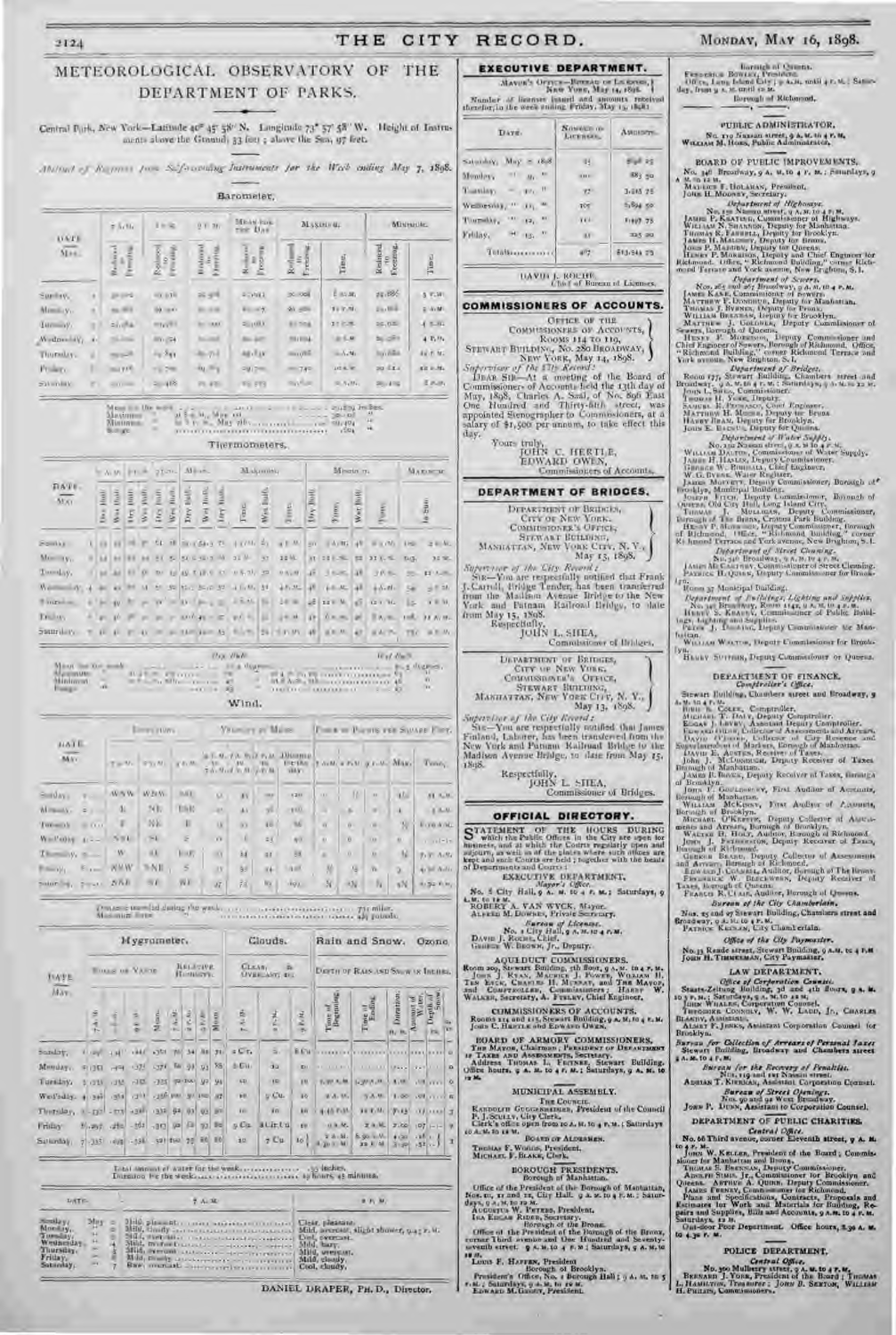# METEOROLOGICAL OBSERVATORY OF THE DEPARTMENT OF PARKS.

Central Park, New York—Latitude 40° 45′ 58″ N. Longitude 73° 57′ 58″ W. Height of Instruments above the Ground, 53 feet; above the Sea, 97 feet.

*Abstract of Registers from Self-recording Instruments for the Week ending May 7, 1898.*

## Barometer.

Mean for the week ... inches.
Maximum ... at 8 A.M., May ...
Minimum ... at ... P.M., May ...
Range ...

## Thermometers.

## Wind.

Distance traveled during the week ... miles.
Maximum force ... pounds.

## Hygrometer. Clouds. Rain and Snow. Ozone

Total amount of water for the week ... inches.
Duration for the week ... hours, 45 minutes.

| DATE. | 7 A.M. | 2 P.M. |
|---|---|---|
| Sunday, May 1 | Mild, pleasant. | Clear, pleasant. |
| Monday, " 2 | Mild, cloudy. | Mild, overcast, slight shower, 9.45 P.M. |
| Tuesday, " 3 | Mild, overcast. | Cool, overcast. |
| Wednesday, " 4 | Mild, overcast. | Mild, hazy. |
| Thursday, " 5 | Mild, overcast. | Mild, overcast. |
| Friday, " 6 | Mild, cloudy. | Mild, cloudy. |
| Saturday, " 7 | Raw, overcast. | Cool, cloudy. |

DANIEL DRAPER, PH. D., Director.

## EXECUTIVE DEPARTMENT.

MAYOR'S OFFICE—BUREAU OF LICENSES,
NEW YORK, May 14, 1898.

Number of licenses issued and amounts received therefor in the week ending Friday, May 13, 1898:

| DATE. | NUMBER OF LICENSES. | AMOUNTS. |
|---|---|---|
| Saturday, May 7, 1898 | 35 | $946 25 |
| Monday, " 9, " | 100 | 883 50 |
| Tuesday, " 10, " | 57 | 3,215 75 |
| Wednesday, " 11, " | 105 | 5,894 50 |
| Thursday, " 12, " | 111 | 1,497 75 |
| Friday, " 13, " | 31 | 225 00 |
| Totals | 457 | $13,344 75 |

DAVID J. ROCHE,
Chief of Bureau of Licenses.

## COMMISSIONERS OF ACCOUNTS.

OFFICE OF THE COMMISSIONERS OF ACCOUNTS,
ROOMS 114 TO 119,
STEWART BUILDING, NO. 280 BROADWAY,
NEW YORK, May 14, 1898.

*Supervisor of the City Record:*

DEAR SIR—At a meeting of the Board of Commissioners of Accounts held the 13th day of May, 1898, Charles A. Saul, of No. 896 East One Hundred and Thirty-fifth street, was appointed Stenographer to Commissioners, at a salary of $1,500 per annum, to take effect this day.

Yours truly,
JOHN C. HERTLE,
EDWARD OWEN,
Commissioners of Accounts.

## DEPARTMENT OF BRIDGES.

DEPARTMENT OF BRIDGES,
CITY OF NEW YORK,
COMMISSIONER'S OFFICE,
STEWART BUILDING,
MANHATTAN, NEW YORK CITY, N. Y.,
May 13, 1898.

*Supervisor of the City Record:*

SIR—You are respectfully notified that Frank J. Carroll, Bridge Tender, has been transferred from the Madison Avenue Bridge to the New York and Putnam Railroad Bridge, to date from May 15, 1898.

Respectfully,
JOHN L. SHEA,
Commissioner of Bridges.

DEPARTMENT OF BRIDGES,
CITY OF NEW YORK,
COMMISSIONER'S OFFICE,
STEWART BUILDING,
MANHATTAN, NEW YORK CITY, N. Y.,
May 13, 1898.

*Supervisor of the City Record:*

SIR—You are respectfully notified that James Finland, Laborer, has been transferred from the New York and Putnam Railroad Bridge to the Madison Avenue Bridge, to date from May 15, 1898.

Respectfully,
JOHN L. SHEA,
Commissioner of Bridges.

## OFFICIAL DIRECTORY.

STATEMENT OF THE HOURS DURING which the Public Offices in the City are open for business, and at which the Courts regularly open and adjourn, as well as of the places where such offices are kept and such Courts are held; together with the heads of Departments and Courts:

### EXECUTIVE DEPARTMENT.

*Mayor's Office.*

No. 8 City Hall, 9 A. M. to 4 P. M.; Saturdays, 9 A. M. to 12 M.
ROBERT A. VAN WYCK, Mayor.
ALFRED M. DOWNES, Private Secretary.

*Bureau of Licenses.*

No. 1 City Hall, 9 A. M. to 4 P. M.
DAVID J. ROCHE, Chief.
GEORGE W. BROWN, Jr., Deputy.

### AQUEDUCT COMMISSIONERS.

Room 209, Stewart Building, 5th floor, 9 A. M. to 4 P. M.
JOHN J. RYAN, MAURICE J. POWER, WILLIAM H. TEN EYCK, CHARLES H. MURRAY, and THE MAYOR, and COMPTROLLER, Commissioners; HARRY W. WALKER, Secretary, A. FTELEY, Chief Engineer.

### COMMISSIONERS OF ACCOUNTS.

Rooms 114 and 115, Stewart Building, 9 A. M. to 4 P. M.
JOHN C. HERTLE and EDWARD OWEN.

### BOARD OF ARMORY COMMISSIONERS.

THE MAYOR, Chairman; PRESIDENT OF DEPARTMENT OF TAXES AND ASSESSMENTS, Secretary.
Address THOMAS L. FEITNER, Stewart Building. Office hours, 9 A. M. to 4 P. M.; Saturdays, 9 A. M. to 12 M.

### MUNICIPAL ASSEMBLY.

*The Council.*

RANDOLPH GUGGENHEIMER, President of the Council.
P. J. SCULLY, City Clerk.
Clerk's office open from 10 A. M. to 4 P. M.; Saturdays 10 A. M. to 12 M.

*Board of Aldermen.*

THOMAS F. WOODS, President.
MICHAEL F. BLAKE, Clerk.

### BOROUGH PRESIDENTS.

*Borough of Manhattan.*

Office of the President of the Borough of Manhattan, Nos. 10, 11 and 12, City Hall, 9 A. M. to 4 P. M.; Saturdays, 9 A. M. to 12 M.
AUGUSTUS W. PETERS, President.
IRA EDGAR RIDER, Secretary.

*Borough of the Bronx.*

Office of the President of the Borough of the Bronx, corner Third avenue and One Hundred and Seventy-seventh street, 9 A. M. to 4 P. M.; Saturdays, 9 A. M. to 12 M.
LOUIS F. HAFFEN, President.

*Borough of Brooklyn.*

President's Office, No. 1 Borough Hall; 9 A. M. to 5 P. M.; Saturdays, 9 A. M. to 12 M.
EDWARD M. GROUT, President.

*Borough of Queens.*

FREDERICK BOWLEY, President.
Office, Long Island City; 9 A. M. until 4 P. M.; Saturday, from 9 A. M. until 12 M.

*Borough of Richmond.*

### PUBLIC ADMINISTRATOR.

No. 119 Nassau street, 9 A. M. to 4 P. M.
WILLIAM M. HOES, Public Administrator.

### BOARD OF PUBLIC IMPROVEMENTS.

No. 346 Broadway, 9 A. M. to 4 P. M.; Saturdays, 9 A. M. to 12 M.
MAURICE F. HOLAHAN, President.
JOHN H. MOONEY, Secretary.

*Department of Highways.*

No. 150 Nassau street, 9 A. M. to 4 P. M.
JAMES P. KEATING, Commissioner of Highways.
WILLIAM N. SHANNON, Deputy for Manhattan.
THOMAS R. FARRELL, Deputy for Brooklyn.
JAMES H. MALONEY, Deputy for Bronx.
JOHN P. MADDEN, Deputy for Queens.
HENRY P. MORRISON, Deputy and Chief Engineer for Richmond. Office, "Richmond Building," corner Richmond Terrace and York avenue, New Brighton, S. I.

*Department of Sewers.*

Nos. 265 and 267 Broadway, 9 A. M. to 4 P. M.
JAMES KANE, Commissioner of Sewers.
MATTHEW F. DONOHUE, Deputy for Manhattan.
THOMAS J. BYRNES, Deputy for Bronx.
WILLIAM BRENNAN, Deputy for Brooklyn.
MATTHEW J. GOLDNER, Deputy Commissioner of Sewers, Borough of Queens.
HENRY P. MORRISON, Deputy Commissioner and Chief Engineer of Sewers, Borough of Richmond. Office, "Richmond Building," corner Richmond Terrace and York avenue, New Brighton, S. I.

*Department of Bridges.*

Room 1727, Stewart Building, Chambers street and Broadway, 9 A. M. to 4 P. M.; Saturdays, 9 A. M. to 12 M.
JOHN L. SHEA, Commissioner.
THOMAS H. YORK, Deputy.
SAMUEL R. PROBASCO, Chief Engineer.
MATTHEW H. MORAN, Deputy for Bronx.
JOHN E. BAUER, Deputy for Queens.

*Department of Water Supply.*

No. 150 Nassau street, 9 A. M. to 4 P. M.
WILLIAM DALTON, Commissioner of Water Supply.
JAMES H. HASLIN, Deputy Commissioner.
GEORGE W. BIRDSALL, Chief Engineer.
W. G. BYRNE, Water Register.
JAMES MOFFETT, Deputy Commissioner, Borough of Brooklyn, Municipal Building.
JOSEPH FITCH, Deputy Commissioner, Borough of Queens, Old City Hall, Long Island City.
THOMAS J. MULLIGAN, Deputy Commissioner, Borough of The Bronx, Crotona Park Building.
HENRY P. MORRISON, Deputy Commissioner, Borough of Richmond. Office, "Richmond Building," corner Richmond Terrace and York avenue, New Brighton, S. I.

*Department of Street Cleaning.*

No. 346 Broadway, 9 A. M. to 4 P. M.
JAMES MCCARTNEY, Commissioner of Street Cleaning.
PATRICK H. QUINN, Deputy Commissioner for Brooklyn.
Room 37 Municipal Building.

*Department of Buildings, Lighting and Supplies.*

No. 346 Broadway, Room 1149, 9 A. M. to 4 P. M.
HENRY S. KEARNY, Commissioner of Public Buildings, Lighting and Supplies.
PETER J. DOOLING, Deputy Commissioner for Manhattan.
WILLIAM WALTON, Deputy Commissioner for Brooklyn.
HARRY SUTPHIN, Deputy Commissioner for Queens.

### DEPARTMENT OF FINANCE.

*Comptroller's Office.*

Stewart Building, Chambers street and Broadway, 9 A. M. to 4 P. M.
BIRD S. COLER, Comptroller.
MICHAEL T. DALY, Deputy Comptroller.
EDGAR J. LEVEY, Assistant Deputy Comptroller.
EDWARD GILON, Collector of Assessments and Arrears.
DAVID O'BRIEN, Collector of City Revenue and Superintendent of Markets, Borough of Manhattan.
DAVID E. AUSTEN, Receiver of Taxes.
JOHN J. MCDONOUGH, Deputy Receiver of Taxes, Borough of Manhattan.
JAMES B. BOUCK, Deputy Receiver of Taxes, Borough of Brooklyn.
JOHN F. GOULDSBURY, First Auditor of Accounts, Borough of Manhattan.
WILLIAM MCKINNY, First Auditor of Accounts, Borough of Brooklyn.
MICHAEL O'KEEFFE, Deputy Collector of Assessments and Arrears, Borough of Brooklyn.
WALTER H. HALE, Auditor, Borough of Richmond.
JOHN J. FETHERSTON, Deputy Receiver of Taxes, Borough of Richmond.
GEORGE BRAND, Deputy Collector of Assessments and Arrears, Borough of Richmond.
EDWARD J. CONNELL, Auditor, Borough of The Bronx.
FREDERICK W. BLECKWENN, Deputy Receiver of Taxes, Borough of Queens.
FRANCIS R. CLAIR, Auditor, Borough of Queens.

*Bureau of the City Chamberlain.*

Nos. 25 and 27 Stewart Building, Chambers street and Broadway, 9 A. M. to 4 P. M.
PATRICK KEENAN, City Chamberlain.

*Office of the City Paymaster.*

No. 33 Reade street, Stewart Building, 9 A. M. to 4 P. M.
JOHN H. TIMMERMAN, City Paymaster.

### LAW DEPARTMENT.

*Office of Corporation Counsel.*

Staats-Zeitung Building, 3d and 4th floors, 9 A. M. to 5 P. M.; Saturdays, 9 A. M. to 12 M.
JOHN WHALEN, Corporation Counsel.
THEODORE CONNOLY, W. W. LADD, Jr., CHARLES BLANDY, Assistants.
ALMET F. JENKS, Assistant Corporation Counsel for Brooklyn.

*Bureau for Collection of Arrears of Personal Taxes.*

Stewart Building, Broadway and Chambers street 9 A. M. to 4 P. M.

*Bureau for the Recovery of Penalties.*

Nos. 119 and 121 Nassau street.
ADRIAN T. KIERNAN, Assistant Corporation Counsel.

*Bureau of Street Openings.*

Nos. 90 and 92 West Broadway.
JOHN P. DUNN, Assistant to Corporation Counsel.

### DEPARTMENT OF PUBLIC CHARITIES.

*Central Office.*

No. 66 Third avenue, corner Eleventh street, 9 A. M. to 4 P. M.
JOHN W. KELLER, President of the Board; Commissioner for Manhattan and Bronx.
THOMAS S. BRENNAN, Deputy Commissioner.
ADOLPH SIMIS, Jr., Commissioner for Brooklyn and Queens. ARTHUR A. QUINN, Deputy Commissioner.
JAMES FEENY, Commissioner for Richmond.
Plans and Specifications, Contracts, Proposals and Estimates for Work and Materials for Building, Repairs and Supplies, Bills and Accounts, 9 A. M. to 4 P. M. Saturdays, 9 A. M. to 12 M.
Out-door Poor Department. Office hours, 8.30 A. M. to 4.30 P. M.

### POLICE DEPARTMENT.

*Central Office.*

No. 300 Mulberry street, 9 A. M. to 4 P. M.
BERNARD J. YORK, President of the Board; THOMAS L. HAMILTON, Treasurer; JOHN B. SEXTON, WILLIAM H. PHILLIPS, Commissioners.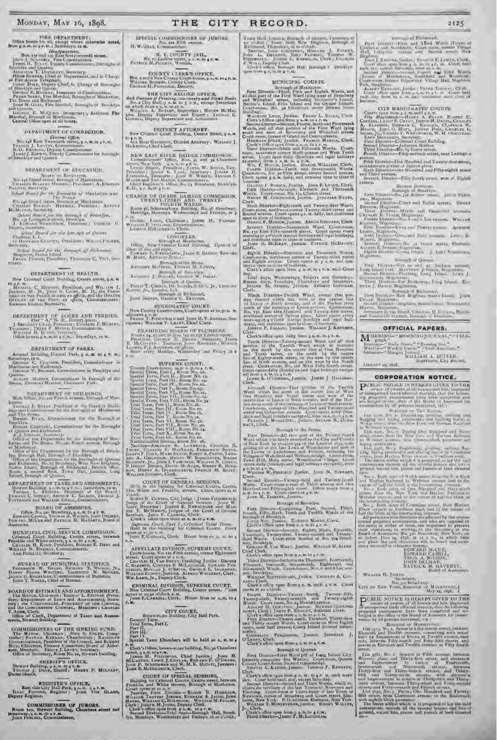## FIRE DEPARTMENT.

Office hours for all, except where otherwise noted, from 9 A.M. to 4 P.M.; Saturdays, 12 M.

*Headquarters.*

Nos. 157 and 159 East Sixty-seventh street.
John J. Scannell, Fire Commissioner.
James H. Tully, Deputy Commissioner, Boroughs of Brooklyn and Queens.
Augustus T. Docharty, Secretary.
Hugh Bonner, Chief of Department, and in Charge of Fire Alarm Telegraph.
James Dale, Deputy Chief, in Charge of Boroughs of Brooklyn and Queens.
George E. Murray, Inspector of Combustibles.
Peter Seery, Fire Marshal, Boroughs of Manhattan, The Bronx and Richmond.
John M. Gray, Fire Marshal, Boroughs of Brooklyn and Queens.
George E. McQuade (temporary), Assistant Fire Marshal, Borough of Manhattan.
Central Office open at all hours.

## DEPARTMENT OF CORRECTION.

*Central Office.*

No. 148 East Twentieth street, 9 A.M. to 4 P.M.
Francis J. Lantry, Commissioner.
N. O. Fanning, Deputy Commissioner.
James J. Kirwin, Deputy Commissioner for Boroughs of Brooklyn and Queens.

## DEPARTMENT OF EDUCATION.

Board of Education.

No. 146 Grand street, Borough of Manhattan.
Charles Bulkley Hubbell, President; A. Emerson Palmer, Secretary.

*School Board for the Boroughs of Manhattan and The Bronx.*

No. 146 Grand street, Borough of Manhattan.
Charles Bulkley Hubbell, President; Arthur McMullin, Secretary.

*School Board for the Borough of Brooklyn.*

No. 131 Livingston street, Brooklyn.
J. Edward Swanstrom, President; George G. Brown, Secretary.

*School Board for the Borough of Queens.*

Flushing, L. I.
Richard Graves, President; William Palmer, Secretary.

*School Board for the Borough of Richmond.*

Stapleton, Staten Island.
Frank Perkey, President; Franklin C. Vitt, Secretary.

## DEPARTMENT OF HEALTH.

New Criminal Court Building, Centre street, 9 A.M. to 4 P.M.
Michael C. Murphy, President, and William T. Jenkins, M. D., John B. Cosby, M. D., the President of the Board of Police, *ex officio*, and the Health Officer of the Port, *ex officio*, Commissioners; Emmons Clark, Secretary.

## DEPARTMENT OF DOCKS AND FERRIES.

Pier "A," N. R., Battery place.
J. Sergeant Cram, President; Charles F. Murphy, Treasurer; Peter F. Meyer, Commissioners.
William H. Burke, Secretary.
Office hours, 9 A.M. to 4 P.M.; Saturdays, 12 M.

## DEPARTMENT OF PARKS.

Arsenal Building, Central Park, 9 A.M. to 4 P.M.; Saturday, 12 M.
George C. Clausen, President, Commissioner in Manhattan and Richmond.
George V. Brower, Commissioner in Brooklyn and Queens.
August Moebus, Commissioner in Borough of the Bronx, Zbrowski Mansion, Claremont Park.

## DEPARTMENT OF BUILDINGS.

Main Office, No. 220 Fourth avenue, Borough of Manhattan.
Thomas J. Brady, President of the Board of Buildings and Commissioner for the Boroughs of Manhattan and The Bronx.
Daniel Ryan, Commissioner for the Borough of Brooklyn.
Daniel Campbell, Commissioner for the Boroughs of Queens and Richmond.
A. J. Johnson, Secretary.
Office of the Department for the Boroughs of Manhattan and The Bronx, No. 220 Fourth avenue, Borough of Manhattan.
Office of the Department for the Borough of Brooklyn, Borough Hall, Borough of Brooklyn.
Office of the Department for the Boroughs of Queens and Richmond, No. 16 Broadway, West New Brighton, Staten Island, Borough of Richmond; Branch Office, Room 1, second floor, Town Hall, Jamaica, Long Island, Borough of Queens.

## DEPARTMENT OF TAXES AND ASSESSMENTS.

Stewart Building, 9 A.M. to 4 P.M.; Saturdays, 12 M.
Thomas L. Feitner, President of the Board; Edward C. Sheehy, Arthur C. Salmon, Thomas J. Patterson and William Gfell, Commissioners.

## BOARD OF ASSESSORS.

Office, No. 320 Broadway, 9 A.M. to 4 P.M.
Edward McCue, Thomas A. Wilson, John Delmar and Patrick M. Haverty, Board of Assessors.

## MUNICIPAL CIVIL SERVICE COMMISSION.

Criminal Court Building, Centre street, between Franklin and White streets, 9 A.M. to 4 P.M.
Charles H. Knox, President; Robert E. Deyo and William N. Dykman, Commissioners.
Lee Phillips, Secretary.

## BUREAU OF MUNICIPAL STATISTICS.

Frederick W. Grube, Richard T. Wilson, Jr., Harry Payne Whitney, Thornton N. Motley, Julius G. Engelman, Commissioners of Statistics.
John T. Nagle, Chief of Bureau.

## BOARD OF ESTIMATE AND APPORTIONMENT.

The Mayor, Chairman; Thomas L. Feitner (President, Department of Taxes and Assessments), Secretary; the Comptroller, President of the Council, and the Corporation Counsel, Members; Charles V. Adee, Clerk.
Office of Clerk, Department of Taxes and Assessments, Stewart Building.

## COMMISSIONERS OF THE SINKING FUND.

The Mayor, Chairman; Bird S. Coler, Comptroller; Patrick Keenan, Chamberlain; Randolph Guggenheimer, President of the Council, and Robert Muh, Chairman, Finance Committee, Board of Aldermen, Members; Edgar J. Levey, Secretary.
Office of Secretary, Room No. 11, Stewart Building.

## SHERIFF'S OFFICE.

Stewart Building, 9 A.M. to 4 P.M.
Thomas J. Dunn, Sheriff; Henry P. Mulvany, Under Sheriff.

## REGISTER'S OFFICE.

East side City Hall Park, 9 A.M. to 4 P.M.
Isaac Fromme, Register; John Von Glahn, Deputy Register.

## COMMISSIONER OF JURORS.

Room 127, Stewart Building, Chambers street and Broadway, 9 A.M. to 4 P.M.
John Purcell, Commissioner.

## SPECIAL COMMISSIONER OF JURORS.

No. 111 Fifth avenue.
H. W. Gray, Commissioner.

## N. Y. COUNTY JAIL.

No. 70 Ludlow street, 9 A.M. to 4 P.M.
Patrick H. Pickett, Warden.

## COUNTY CLERK'S OFFICE.

Nos. 7 and 8 New County Court-house, 9 A.M. to 4 P.M.
William Sohmer, County Clerk.
Charles H. Faulkner, Deputy.

## THE CITY RECORD OFFICE.

*And Bureau of Printing, Stationery and Blank Books.*

No. 2 City Hall, 9 A.M. to 5 P.M., except Saturdays, on which days 9 A.M. to 12 M.
William A. Butler, Supervisor; Henry McMillen, Deputy Supervisor and Expert; Thomas C. Cowell, Deputy Supervisor and Accountant.

## DISTRICT ATTORNEY.

New Criminal Court Building, Centre Street, 9 A.M. to 4 P.M.
Asa Bird Gardiner, District Attorney; William J. McKenna, Chief Clerk.

## NEW EAST RIVER BRIDGE COMMISSION.

Commissioners' Office, Nos. 49 and 51 Chambers street, New York. 9 A.M. to 5 P.M.
Lewis Nixon, President; James W. Boyle, Vice-President; Smith E. Lane, Secretary; Julian D. Fairchild, Treasurer; John W. Weber, Thomas E. Moore and John Mason, Commissioners.
Chief Engineer's Office, No. 84 Broadway, Brooklyn, E. D., 9 A.M. to 5 P.M.

## CHANGE OF GRADE DAMAGE COMMISSION.

### TWENTY-THIRD AND TWENTY-FOURTH WARDS.

Room 58, Schermerhorn Building, No. 96 Broadway. Meetings, Mondays, Wednesdays and Fridays, at 3 P.M.
Daniel Lord, Chairman; James M. Varnum; William E. Stillings, Commissioners; Lamont McLoughlin, Clerk.

## CORONERS.

*Borough of Manhattan.*

Office, New Criminal Court Building. Open at all times of day and night.
Edward T. Fitzpatrick, Jacob E. Bausch, Edward W. Hart, Antonio Zucca.

*Borough of the Bronx.*

Anthony McOwen, Thomas M. Lynch.

*Borough of Brooklyn.*

Anthony J. Burger, George W. Delap.

*Borough of Queens.*

Philip T. Cronin, Dr. Samuel S. Guy, Jr., Leonard Ruoff, Jr., Jamaica, L. I.

*Borough of Richmond.*

John Seaver, George C. Tracy.

## SURROGATES' COURT.

New County Court-house. Court opens at 10.30 A.M.; adjourns 4 P.M.
Frank T. Fitzgerald and John H. V. Arnold, Surrogates; William V. Leary, Chief Clerk.

## EXAMINING BOARD OF PLUMBERS.

Rooms 14, 15 and 16, Nos. 149 to 151 Church street.
President, George ———; Secretary, James E. McGovern; Treasurer, John Renehan; Howard Lowris, P. J. Andrews, *ex officio*.
Meet every Monday, Wednesday and Friday at 2 P.M.

## SUPREME COURT.

County Court-house, 10 A.M. to 4 P.M.
Special Term, Part I., Room No. 16.
Special Term, Part II., Room No. 13.
Special Term, Part III., Room No. 19.
Special Term, Part IV., Room No. 20.
Special Term, Part V., Room No. 23.
Special Term, Part VI., Room No. 21.
Special Term, Part VII., Room No. 25.
Special Term, Part VIII., Room No. 34.
Trial Term, Part I., Room No. 18.
Trial Term, Part II., Room No. 17.
Trial Term, Part III., Room No. 22.
Trial Term, Part IV., Room No. 29.
Trial Term, Part V., Room No. 31.
Trial Term, Part VI., Room No. 32.
Trial Term, Part VII., Room No. 30.
Trial Term, Part VIII., Room No. 24.
Trial Term, Part X., Room No. 27.
Trial Term, Part XI., Room No. 26.
Naturalization Bureau, Room No. 28.

*Justices*—Abraham R. Lawrence, Charles H. Truax, Charles F. MacLean, Frederick Smyth, Joseph F. Daly, Morgan J. O'Brien, Roger A. Pryor, Leonard A. Giegerich, Henry W. Bookstaver, Henry Bischoff, Jr., John J. Freedman, William N. Cohen, P. Henry Dugro, David McAdam, Henry R. Beekman, Henry A. Gildersleeve, Francis M. Scott; William Sohmer, Clerk.

## COURT OF GENERAL SESSIONS.

Held in the building for Criminal Courts, Centre, Elm, White and Franklin streets. Court opens at 11 o'clock.
Rufus B. Cowing, City Judge; James Fitzgerald, Judge of the Court of General Sessions; John W. Goff, Recorder; Joseph E. Newburger and Martin T. McMahon, Judges of the Court of General Sessions. John F. Carroll, Clerk.
Clerk's office open from 9 A.M. to 4 P.M.

*Supreme Court, Part I., Criminal Trial Term.*

Held in the building for Criminal Courts. Court opens at 10.30 A.M.
John F. Carroll, Clerk. Hours from 10 A.M. to 4 P.M.

## APPELLATE DIVISION, SUPREME COURT.

Court-house, No. 111 Fifth avenue, corner Eighteenth street. Court opens at 1 P.M.
Charles H. Van Brunt, Presiding Justice; George C. Barrett, Chester B. McLaughlin, Edward Patterson, Morgan J. O'Brien, George L. Ingraham, William Rumsey, Justices. Alfred Wagstaff, Clerk; Wm. Lamb, Jr., Deputy Clerk.

## CRIMINAL DIVISION, SUPREME COURT.

New Criminal Court Building, Centre street. Court opens at 10.30 o'clock A.M.
John F. Carroll, Clerk. Hours from 10 A.M. to 4 P.M.

## CITY COURT.

Brown-stone Building, City Hall Park.
General Term.
Trial Term, Part I.
Part II.
Part III.
Part IV.
Special Term Chambers will be held at 10 A.M. to 4 P.M.
Clerk's Office, brown-stone building, No. 32 Chambers street, 9 A.M. to 4 P.M.
James M. Fitzsimons, Chief Justice; John H. McCarthy, Lewis J. Conlan, Edward F. O'Dwyer, John P. Schuchman and W. M. K. Olcott, Justices; John H. McGoldrick, Clerk.

## COURT OF SPECIAL SESSIONS.

Building for Criminal Courts, Centre street, between Franklin and White streets, Borough of Manhattan. Court opens at 10 A.M.
*Justices*—*First Division*—Elihu R. Hinsdale, William Travers Jerome, Edward B. Jacob, John Hayes, William C. Holbrook, William M. Fuller; Clerk; Joseph H. Jones, Deputy Clerk.
Clerk's office open from 9 A.M. to 4 P.M.
*Second Division*—Trial days—Borough Hall, Brooklyn, Mondays, Wednesdays and Fridays, at 10 o'clock; Town Hall, Jamaica, Borough of Queens, Tuesdays, at 10 o'clock; Town Hall, New Brighton, Borough of Richmond, Thursdays, at 10 o'clock.
*Justices*—John Courtney, Howard J. Forker, John L. Devanny, John Fleming, Thomas W. Fitzgerald, Joseph L. Kerrigan. Clerk; Charles F. Wolf, Deputy Clerk.
Clerk's office, Borough Hall, Borough of Brooklyn, open from 9 A.M. to 4 P.M.

## MUNICIPAL COURTS.

*Borough of Manhattan.*

First District—Third, Fifth and Eighth Wards, and all that part of the First Ward lying west of Broadway and Whitehall street, including Governor's Island, Bedloe's Island, Ellis Island and the Oyster Islands. Court-room, No. 32 Chambers street (Brown Stone Building).
Wauhope Lynn, Justice. Frank L. Bacon, Clerk.
Clerk's Office open from 9 A.M. to 4 P.M.

Second District—Second, Fourth, Sixth and Fourteenth Wards, and all that portion of the First Ward lying south and east of Broadway and Whitehall street. Court-room, corner of Grand and Centre streets.
Herrman Bolte, Justice. Francis Mangin, Clerk.
Clerk's office open from 9 A.M. to 4 P.M.

Third District—Ninth and Fifteenth Wards. Court-room, southwest corner Sixth avenue and West Tenth street. Court open daily (Sundays and legal holidays excepted) from 9 A.M. to 4 P.M.
Wm. F. Moore, Justice. Daniel Williams, Clerk.

Fourth District—Tenth and Seventeenth Wards. Court-room, No. 30 First street, corner Second avenue. Court opens 9 A.M. daily, and remains open to close of business.
George F. Roesch, Justice. John E. Lynch, Clerk.

Fifth District—Seventh, Eleventh and Thirteenth Wards. Court-room, No. 154 Clinton street.
Henry M. Goldfogle, Justice. Jeremiah Hayes, Clerk.

Sixth District—Eighteenth and Twenty-first Wards. Court-room, northwest corner Twenty-third street and Second avenue. Court opens 9 A.M. daily, and continues open to close of business.
Daniel F. Martin, Justice. Abram Bernard, Clerk.

Seventh District—Nineteenth Ward. Court-room, No. 151 East Fifty-seventh street. Court opens every morning at 9 o'clock (except Sundays and legal holidays), and continues open to close of business.
John B. McKean, Justice. Patrick McDavitt, Clerk.

Eighth District—Sixteenth and Twentieth Wards. Court-room, northwest corner of Twenty-third street and Eighth avenue. Court opens at 9 A.M. and continues open to close of business.
Clerk's office open from 9 A.M. to 4 P.M. each Court day.
Trial days, Mondays, Wednesdays and Fridays. Return days, Tuesdays, Thursdays and Saturdays.
Joseph H. Stiner, Justice. Thomas Costigan, Clerk.

Ninth District—Twelfth Ward, except that portion thereof which lies west of the centre line of Lenox or Sixth avenue, and of the Harlem river north of the terminus of Lenox avenue. Court-room, No. 170 East One Hundred and Twenty-first street, southeast corner of Sylvan place. Court opens every morning at 9 o'clock (except Sundays and legal holidays), and continues open to close of business.
Joseph P. Fallon, Justice. William J. Kennedy, Clerk.
Clerk's office open daily from 9 A.M. to 4 P.M.

Tenth District—Twenty-second Ward and all that portion of the Twelfth Ward which is bounded on the north by the centre line of One Hundred and Tenth street, on the south by the centre line of Eighty-sixth street, on the east by the centre line of Sixth avenue, and on the west by the North river. Court-room, No. 314 West Fifty-fourth street. Court opens daily (Sundays and legal holidays excepted) from 9 A.M. to 4 P.M.
James A. O'Gorman, Justice. James J. Galligan, Clerk.

Eleventh District—That portion of the Twelfth Ward which lies north of the centre line of West One Hundred and Tenth street and west of the centre line of Lenox or Sixth avenue, and of the Harlem river north of the terminus of Lenox or Sixth avenue. Court-room, corner of One Hundred and Twenty-sixth street and Columbus avenue. Court opens daily (Sundays and legal holidays excepted), from 9 A.M. to 4 P.M.
Francis J. Worcester, Justice. Alfred P. Dunbar, Clerk.

*Borough of the Bronx.*

First District—All that part of the Twenty-fourth Ward which was lately annexed to the City and County of New York by chapter 934 of the Laws of 1895, comprising all of the late Town of Westchester and part of the Towns of Eastchester and Pelham, including the Villages of Wakefield and Williamsbridge. Court-room, Town Hall, Main street, Westchester Village. Court opens daily (Sundays and legal holidays excepted), from 9 A.M. to 4 P.M.
William W. Penfield, Justice. John N. Stewart, Clerk.

Second District—Twenty-third and Twenty-fourth Wards. Court-room, corner of Third avenue and One Hundred and Fifty-eighth street. Office hours from 9 A.M. to 4 P.M. Court opens at 9 A.M.
John M. Tierney, Justice.

*Borough of Brooklyn.*

First District—Comprising First, Second, Third, Fourth, Fifth, Sixth, Tenth and Twelfth Wards of the Borough of Brooklyn.
Jacob Neu, Justice. Edward Moran, Clerk.
Clerk's office open from 9 A.M. to 4 P.M.

Second District—Seventh, Eighth, Ninth, Eleventh, Twentieth, Twenty-first, Twenty-second and Twenty-third Wards. Court-room located at No. 794 Broadway, Brooklyn.
Gerard B. Van Wart, Justice. William H. Allen, Chief Clerk.
Clerk's office open from 9 A.M. to 4 P.M.

Third District—Includes the Thirteenth, Fourteenth, Fifteenth, Sixteenth, Seventeenth, Eighteenth and Nineteenth Wards. Court-house, Nos. 6 and 8 Lee avenue, Brooklyn.
William Schnitzspan, Justice. Charles A. Conrady, Clerk.
Clerk's office open from 9 A.M. until 4 P.M. Court opens at 10 o'clock.

Fourth District—Twenty-fourth, Twenty-fifth, Twenty-sixth, Twenty-seventh and Twenty-eighth Wards. Court-room, No. 14 Howard avenue.
Alfred E. Steers, Justice. Thomas Dowling, Clerk; James P. Sinnott, Assistant Clerk.
Clerk's office open from 9 A.M. to 4 P.M.

Fifth District—Eighth, Thirtieth, Thirty-first and Thirty-second Wards. Court-room on West Eighth street, near Surf avenue, Coney Island (located temporarily).
Cornelius Furgueson, Justice. Jeremiah J. O'Leary, Clerk.
Clerk's office open from 9 A.M. to 4 P.M.

*Borough of Queens.*

First District—First Ward (all of Long Island City, formerly comprising five Wards). Court-room, Queens County Court-house (located temporarily).
Thomas C. Kadien, Justice. Thomas F. Kennedy, Clerk.
Clerk's office open from 9 A.M. to 4 P.M. each week day. Court held each day, except Saturday.

Second District—Second and Third Wards, which includes the territory of the late Towns of Newtown and Flushing. Court-room in Court-house of late Town of Newtown, corner of Broadway and Court street, Elmhurst, New York. P. O. address, Elmhurst, New York.
William Rasquin, Jr., Justice. Henry Walter, Jr., Clerk.
Clerk's office open from 9 A.M. to 4 P.M.

Third District—James F. McLaughlin.

*Borough of Richmond.*

First District—First and Third Wards (Towns of Castleton and Northfield). Court-room, former Village Hall, Lafayette avenue and Second street, New Brighton.
John J. Kenney, Justice; Francis F. Leman, Clerk.
Court office open from 9 A.M. to 4 P.M. Court held each day except Saturday, from 10 A.M.

Second District—Second, Fourth and Fifth Wards (Towns of Middletown, Southfield and Westfield). Court-room, former Edgewater Village Hall, Stapleton.
Adolph Reynaud, Justice; Peter Tiernan, Clerk.
Clerk's office open from 9 A.M. to 4 P.M. Court held each day from 10 A.M. to 12 M., and continues open for the close of business.

## CITY MAGISTRATES' COURTS.

Courts open from 9 A.M. to 4 P.M.
City Magistrates—Henry A. Brann, Robert C. Cornell, Leroy B. Crane, Joseph M. Deuel, Charles A. Flammer, Herman C. Kudlich, Clarence W. Meade, John O. Mott, Joseph Pool, Charles E. Simms, Jr., Thomas F. Wentworth, W. H. Olmstead.
Edw. Deriniby, Secretary.
First District—Criminal Court Building.
Second District—Jefferson Market.
Third District—No. 69 Essex street.
Fourth District—Fifty-seventh street, near Lexington avenue.
Fifth District—One Hundred and Twenty-first street, southeastern corner of Sylvan place.
Sixth District—One Hundred and Fifty-eighth street and Third avenue.
Seventh District—Fifty-fourth street, west of Eighth avenue.

*Second Division.*

*Borough of Brooklyn.*

First District—No. 318 Adams street. Jacob Brenner, Magistrate.
Second District—Court and Butler streets. Henry Bristow, Magistrate.
Third District—Myrtle and Vanderbilt avenues. Charles E. Teale, Magistrate.
Fourth District—Nos. 6 and 8 Lee avenue. William Kramer, Magistrate.
Fifth District—Ewen and Powers streets. Andrew Lemon, Magistrate.
Sixth District—Gates and Reid avenues. Lewis B. Worth, Magistrate.
Seventh District—No. 31 Snider avenue, Flatbush. Alfred E. Steers, Magistrate.
Eighth District—Coney Island. J. Lott Nostrand, Magistrate.

*Borough of Queens.*

First District—Nos. 21 and 23 Jackson avenue, Long Island City. Matthew J. Smith, Magistrate.
Second District—Flushing, Long Island. Luke J. Connorton, Magistrate.
Third District—Far Rockaway, Long Island. Edmund J. Healy, Magistrate.

*Borough of Richmond.*

First District—New Brighton, Staten Island. John Croak, Magistrate.
Second District—Stapleton, Staten Island. Nathaniel Marsh, Magistrate.
Secretary to the Board, Charles H. Dusenberry, Myrtle and Vanderbilt avenues, Borough of Brooklyn.

## OFFICIAL PAPERS.

Morning—"Morning Journal," "Telegraph."
Evening—"Daily News," "Evening Post."
Weekly—"Weekly Union," "Irish American."
German—"Morgen Journal."

WILLIAM A. BUTLER,
Supervisor, City Record.

January 29, 1898.

# CORPORATION NOTICE.

PUBLIC NOTICE IS HEREBY GIVEN TO THE owner or owners of all houses and lots, improved or unimproved lands affected thereby, that the following proposed assessments have been completed and are lodged in the office of the Board of Assessors for examination by all persons interested, viz.:

*Borough of The Bronx.*

List 5395, No. 1. Regulating, grading, curbing and flagging and laying crosswalks and building fences in Welch street, from the New York and Harlem Railroad to Wilson avenue.

List 5406, No. 2. Paving One Hundred and Seventieth street, from the New York and Harlem Railroad to Webster avenue, with granite-block pavement and laying crosswalks.

List 5403, No. 3. Regulating, grading, curbing, flagging, laying crosswalks and placing fences in Cromwell avenue, from Harlem River avenue to Jerome avenue.

The limits within which it is proposed to lay the said assessments include all the several houses and lots of ground, vacant lots, pieces and parcels of land situated on—

No. 1. Both sides of Welch street, from the New York and Harlem Railroad to Webster avenue, and to the extent of half the block at the intersecting avenues.

No. 2. Both sides of One Hundred and Seventieth street, from the New York and Harlem Railroad to Webster avenue, and to the extent of half the block at the intersecting avenues.

No. 3. Both sides of Cromwell avenue, from Harlem River avenue to Jerome road, and to the extent of half the block at the intersecting avenues.

All persons whose interests are affected by the above-named proposed assessments, and who are opposed to the same, or either of them, are requested to present their objections, in writing, to the Secretary of the Board of Assessors, No. 320 Broadway, New York, on or before June 14, 1898, at 11 A.M., at which time and place the said objections will be heard and testimony received in reference thereto.

EDWARD McCUE,
THOMAS A. WILSON,
JOHN DELMAR,
PATRICK M. HAVERTY,
Board of Assessors.

WILLIAM H. JASPER,
Secretary,
No. 320 Broadway.

CITY OF NEW YORK, BOROUGH OF MANHATTAN,
May 14, 1898.

PUBLIC NOTICE IS HEREBY GIVEN TO THE owner or owners of all houses and lots, improved or unimproved lands affected thereby, that the following proposed assessments have been completed and are lodged in the office of the Board of Assessors for examination by all persons interested, viz.:

*Borough of Manhattan.*

List 5573, No. 1. Sewer in Fifty-fourth street, between Eleventh and Twelfth avenues, connecting with sewer built by Department of Docks in Twelfth avenue, east side, between Fifty-fourth and Fifty-fifth streets, and curves in Eleventh and Twelfth avenues at Fifty-fourth street.

List 5581, No. 2. Sewers in Fifth avenue, between Waverly place and Thirty-first street, and alteration and improvement to sewers in Fourteenth, Seventeenth and Nineteenth streets, between Thirty-first and Thirty-fourth streets, and Thirty-fifth and Thirty-sixth streets, with alterations and improvement to sewers in Thirty-fifth and Thirty-sixth streets, between Thirty-first and Forty-second streets and Forty-seventh and Fiftieth streets.

List 5571, No. 3. Paving One Hundred and Twenty-fifth street, from Claremont avenue to the Boulevard, with asphalt block pavement.

The limits within which it is proposed to lay the said assessments include all the several houses and lots of ground, vacant lots, pieces and parcels of land situated on—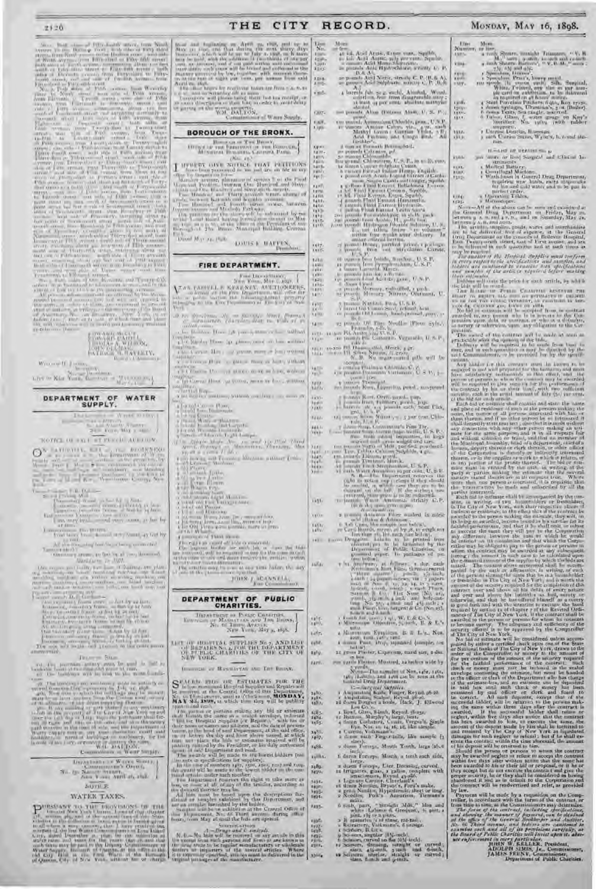## DEPARTMENT OF WATER SUPPLY.

NOTICE OF SALE AT PUBLIC AUCTION.

WM. DALTON,
Commissioner of Water Supply.

NOTICE.

### WATER TAXES.

## BOROUGH OF THE BRONX.

BOROUGH OF THE BRONX,
OFFICE OF THE PRESIDENT OF THE BOROUGH,
MUNICIPAL BUILDING, CROTONA PARK.

I HEREBY GIVE NOTICE THAT PETITIONS have been presented to me and are on file in my office for improvements as follows:

LOUIS F. HAFFEN,
President.

## FIRE DEPARTMENT.

FIRE DEPARTMENT,
NEW YORK, May 2, 1898.

VAN TASSELL & KEARNEY, AUCTIONEERS, will sell at public auction the following property belonging to the Fire Department of The City of New York.

JOHN J. SCANNELL,
Fire Commissioner.

## DEPARTMENT OF PUBLIC CHARITIES.

DEPARTMENT OF PUBLIC CHARITIES,
No. 66 THIRD AVENUE,
NEW YORK, May 9, 1898.

LIST OF HOSPITAL SUPPLIES No. 7, AND LIST OF REPAIRS No. 4, FOR THE DEPARTMENT OF PUBLIC CHARITIES OF THE CITY OF NEW YORK.

BOROUGHS OF MANHATTAN AND THE BRONX.

SEALED BIDS OR ESTIMATES FOR THE below-mentioned Hospital Supplies and Repairs will be received at the Central Office of this Department, No. 66 Third avenue, until 10 o'clock A.M., on MONDAY, MAY 23, 1898.

JOHN W. KELLER, President,
ADOLPH SIMIS, Jr., Commissioner,
JAMES FEENY, Commissioner,
Department of Public Charities.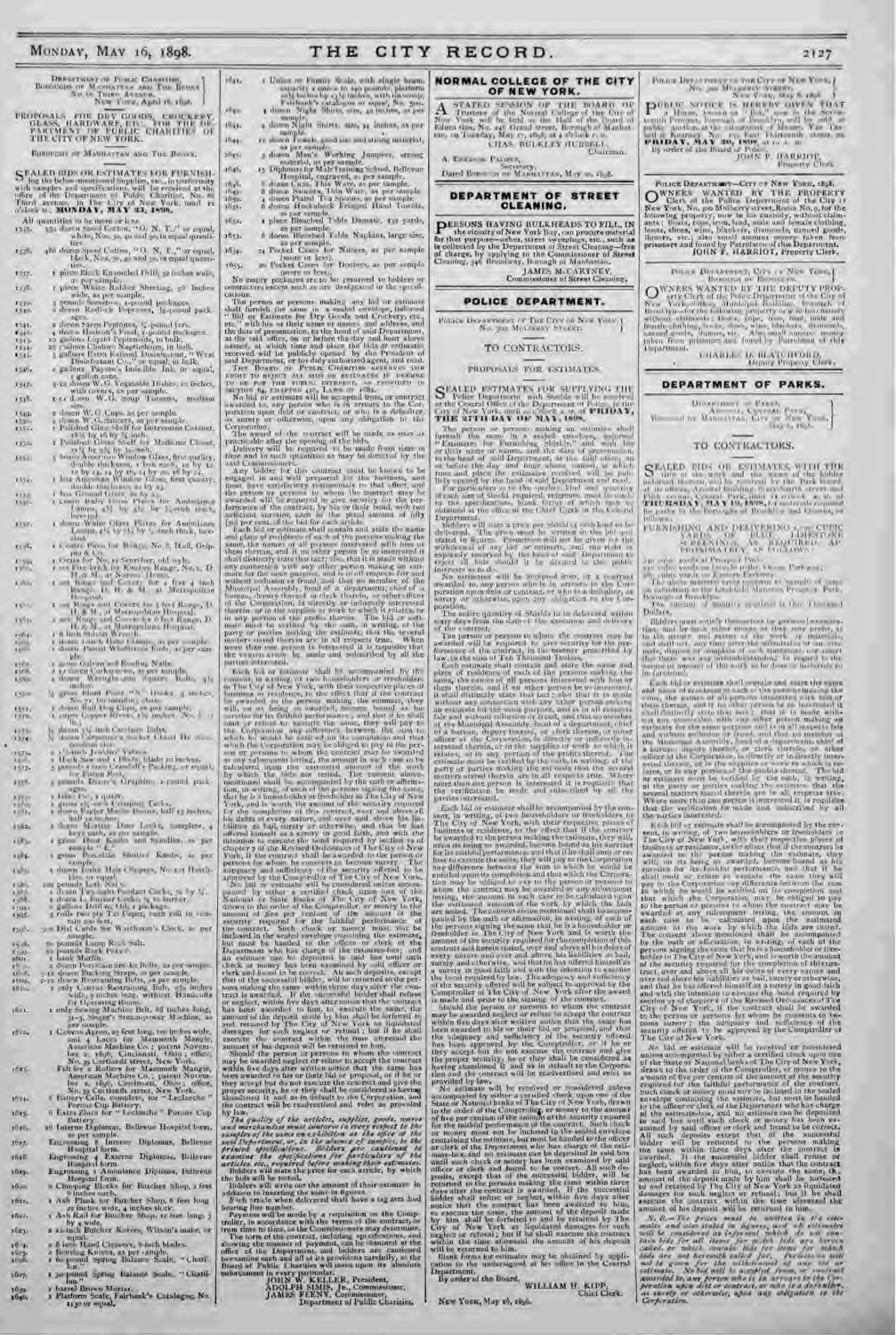DEPARTMENT OF PUBLIC CHARITIES, BOROUGHS OF MANHATTAN AND THE BRONX, No. 66 Third Avenue, New York, April 16, 1898.

# PROPOSALS FOR DRY GOODS, CROCKERY, GLASS, HARDWARE, ETC., FOR THE DEPARTMENT OF PUBLIC CHARITIES OF THE CITY OF NEW YORK.

BOROUGHS OF MANHATTAN AND THE BRONX.

SEALED BIDS OR ESTIMATES FOR FURNISHING the below-mentioned Supplies, etc., in conformity with samples and specifications, will be received at the office of the Department of Public Charities, No. 66 Third avenue, in The City of New York, until 10 o'clock A.M., MONDAY, MAY 23, 1898.

All quantities to be more or less.

1525. 350 dozen Spool Cotton, "O. N. T.," or equal, white, Nos. 30, 40 and 50, in equal quantities.
1526. 486 dozen Spool Cotton, "O. N. T.," or equal, black, Nos. 30, 40 and 50, in equal quantities.
1527. 1 piece Black Enameled Drill, 52 inches wide, as per sample.
1528. 1 piece White Rubber Sheeting, 36 inches wide, as per sample.
1529. 5 pounds Sozodont, 1-pound packages.
1530. 2 dozen Rodfick Peptones, ½-pound packages.
1531. 2 dozen Van Eerd Peptonoids, ½-pound tins.
1532. 3 dozen Hobson's Food, 1-pound packages.
1533. 25 gallons Liquid Peptonoids, in bulk.
1534. 25 gallons Cashew Napthatalum, in bulk.
1535. 5 gallons Extra Refined Disinfectant, "West Disinfectant Co.," or equal, in bulk.
1536. 2 gallons Payne's Iodo-the Ink, or equal, 1 gallon cans.
1537. 3 dozen W. G. Vegetable Dishes, 10 inches, with covers, as per sample.
1538. 1 1/2 dozen W. G. Soup Tureens, medium size.
1539. 1 dozen W. G. Cups, as per sample.
1540. 1 dozen W. G. Saucers, as per sample.
1541. 1 Polished Glass Shelf for Instrument Cabinet, 18½ by 16 by ¾ inch.
1542. 1 Polished Glass Shelf for Medicine Closet, 21¾ by 10¾ by ¾ inch.
1543. 3 boxes American Window Glass, first quality, double thickness, 1 box each, 24 by 32, 30 by 34, 24 by 16, 14 by 20, 18 by 10.
1544. 1 box American Window Glass, first quality, double thickness, 24 by 24.
1545. 1 box Ground Glass, 24 by 30.
1546. 2 dozen Ruby Glass Plates for Ambulance Lamps, 4½ by 3½ by ¼-inch thick, beveled.
1547. 1 dozen White Glass Plates for Ambulance Lamps, 4½ by 3½ by ¼-inch thick, beveled.
1548. 1 dozen Parts for Rings, No. 8, Hall, Original & Co.
1549. 1 Orain for No. 23 Scrubber, old style.
1550. 1 set Firebrick for Kinney Range, No. 2, D. H. & M. at Nurses' Home.
1551. 1 set Rings and Covers for 1 first and Range, D. H. & M. at Metropolitan Hospital.
1552. 1 set Rings and Covers for 3 feet Range, D. H. & M. at Metropolitan Hospital.
1553. 1 set Rings and Covers for 1 feet Range, D. H. & M. at Metropolitan Hospital.
1554. 1 inch Whitin Wrench.
1555. 1 dozen 1-inch Hose Clamps, as per sample.
1556. 1 dozen Patent Whatness Rods, as per sample.
1557. 1 gross Cabinet and Roofing Nails.
1558. 1 1/2 dozen Corkscrews, as per sample.
1559. 1 dozen Wrought-iron Square Bolts, 4½ inches.
1560. 1/2 gross Hinge Posts "S." Hooks, 5 inches, No. 72, for laundry closet.
1561. 1 dozen Ball Hog Clips, as per sample.
1562. 1 gross Copper Rivets, 1½ inches, No. 1.
1563. 1/2 dozen 3/4 inch Carriage Bolts.
1564. 1/2 dozen Carpenter's pocket Chisel Hinges, assorted sizes.
1565. 2 Cobbett's Jointers' Vises.
1566. 1 Hack-saw and 1 Blade, blade 10 inches.
1567. 3 pounds 1-inch Crandall's Packing, or equal, for Piston Rod.
1568. 3 pounds Power's Graphite, 1-pound packages.
1569. 1 Lilac Pot, 1 quart.
1570. 1 gross 1/2 inch Crimping Tacks.
1571. 1 dozen Copper Mantle Boxes, half 15 inches, half 12 inches.
1572. 1 dozen Mortise Door Locks, complete, 4 keys each, as per sample.
1573. 1 gross Door Knobs and Spindles, as per sample "A."
1574. 1 gross Porcelain Shutter Knobs, as per sample.
1575. 1 dozen Loose Hair Clippers, No. 101 Hutchins, or equal.
1576. 100 pounds Lath Nails.
1577. 1 dozen 1½-inch Pendant Cocks, ¾ by ½.
1578. 1 dozen 1 Burner Cocks, ¾ to burner.
1579. 1 gallon Drill oil, 1 tin 1 package.
1580. 2 rolls two ply Tar Paper, each roll to contain 400 feet.
1581. 500 Dial Cards for Watchman's Clock, as per sample.
1582. 50 pounds Lump Rock Salt.
1583. 50 pounds Rock Pitch.
1584. 1 Cake Marble.
1585. 2 dozen Porcelain Smoke Bells, as per sample.
1586. 3-12 dozen Buckling Straps, as per sample.
1587. 3-12 dozen Restraining Belts, as per sample.
1588. 1 only Canvas Restraining Belt, 4½ inches wide, 52 inches long, without Handles, for Operating Room.
1589. 1 only Sewing Machine Belt, 68 inches long, 3/4-5, Singer's Steam-power Machine, as per sample.
1590. 1 Canvas Apron, 25 feet long, 100 inches wide, and 4 Laces for Mammoth Mangle, American Machine Co.; patent November 5, 1896, Cincinnati, Ohio; office, No. 39 Cortlandt street, New York.
1591. Felt for 2 Rollers for Mammoth Mangle, American Machine Co.; patent November 5, 1896, Cincinnati, Ohio; office, No. 39 Cortlandt street, New York.
1592. 1 Battery Cells, complete, for "Leclanche" Porous Cup Battery.
1593. 6 Extra Zincs for "Leclanche" Porous Cup Battery.
1594. 10 Laterne Diplomas, Bellevue Hospital form, as per sample.
1595. Engrossing 2 Interne Diplomas, Bellevue Hospital form.
1596. Engrossing 4 Externe Diplomas, Bellevue Hospital form.
1597. Engrossing 1 Ambulance Diploma, Bellevue Hospital form.
1598. 2 Chopping Blocks for Butcher Shop, 2 feet 6 inches each.
1599. 1 Ash Plank for Butcher Shop, 6 feet long 22 inches wide, 4 inches thick.
1600. 1 Ash Rail for Butcher Shop, 12 feet long, 3 by wide.
1601. 1 12-inch Butcher Knives, Wilson's make, or equal.
1602. 1 8-inch Hand Cleavers, 8-inch blades.
1603. 1 Boning Knives, as per sample.
1604. 1 60-pound Spring Balance Scale, "Chatillon."
1605. 1 30-pound Spring Balance Scale, "Chatillon."
1606. 1 barrel Brown Mortar.
1607. 1 Platform Scale, Fairbank's Catalogue, No. 1130 or equal.
1608. 1 Union or Family Scale, with single beam, capacity 2 ounce to 240 pounds, platform 10½ inches by 13½ inches, with tin scoop, Fairbank's catalogue or equal, No. 300.
1609. 4 dozen Night Shirts, size, 42 inches, as per sample.
1610. 4 dozen Night Shirts, size, 44 inches, as per sample.
1611. 12 dozen Towels, good size and strong material, as per sample.
1612. 3 dozen Men's Working Jumpers, strong material, as per sample.
1613. 15 Diplomas for Male Training School, Bellevue Hospital, engraved, as per sample.
1614. 1 dozen Lamps, Thin Ware, as per sample.
1615. 6 dozen Saucers, Thin Ware, as per sample.
1616. 2 dozen Plated Tea Spoons, as per sample.
1617. 2 dozen Huckaback Fringed Hand Towels, as per sample.
1618. 1 piece Bleached Table Damask, 150 yards, as per sample.
1619. 5 dozen Bleached Table Napkins, large size, as per sample.
1620. 34 Pocket Cases for Nurses, as per sample (more or less).
1621. 20 Pocket Cases for Doctors, as per sample (more or less).

No empty packages are to be returned to bidders or contractors except such as are designated in the specifications.

The person or persons making any bid or estimate shall furnish the same in a sealed envelope, indorsed "Bid or Estimate for Dry Goods and Crockery, etc., etc." with his or their name or names and address, and the date of presentation, to the head of said Department, at the said office, on or before the day and hour above named, at which time and place the bids or estimates received will be publicly opened by the President of said Department, or his duly authorized agent, and read.

THE BOARD OF PUBLIC CHARITIES RESERVES THE RIGHT TO REJECT ALL BIDS OR ESTIMATES IF DEEMED TO BE FOR THE PUBLIC INTEREST, AS PROVIDED IN SECTION 64, CHAPTER 410, LAWS OF 1882.

No bid or estimate will be accepted from, or contract awarded to, any person who is in arrears to the Corporation upon debt or contract, or who is a defaulter, as surety or otherwise, upon any obligation to the Corporation.

The award of the contract will be made as soon as practicable after the opening of the bids.

Delivery will be required to be made from time to time and in such quantities as may be directed by the said Commissioners.

Any bidder for this contract must be known to be engaged in and well prepared for the business, and must have satisfactory testimonials to that effect; and the person or persons to whom the contract may be awarded will be required to give security for the performance of the contract, by his or their bond, with two sufficient sureties, each in the penal amount of fifty (50) per cent. of the bid for each article.

Each bid or estimate shall contain and state the name and place of residence of each of the persons making the same; the names of all persons interested with him or them therein, and if no other person be so interested, it shall distinctly state that fact; also that it is made without any connection with any other person making an estimate for the same purpose, and is in all respects fair and without collusion or fraud, and that no member of the Municipal Assembly, head of a department, chief of a bureau, deputy thereof, or clerk therein, or other officer of the Corporation, is directly or indirectly interested therein, or in the supplies or work to which it relates, or in any portion of the profits thereof. The bid or estimate must be verified by the oath, in writing, of the party or parties making the estimate, that the several matters stated therein are in all respects true. Where more than one person is interested it is requisite that the verification be made and subscribed by all the parties interested.

Each bid or estimate shall be accompanied by the consent, in writing, of two householders or freeholders in The City of New York, with their respective places of business or residence, to the effect that if the contract be awarded to the person making the estimate, they will, on its being so awarded, become bound as his sureties for its faithful performance; and that if he shall omit or refuse to execute the same, they will pay to the Corporation any difference between the sum to which he would be entitled on its completion and that which the Corporation may be obliged to pay to the person or persons to whom the contract may be awarded at any subsequent letting, the amount in each case to be calculated upon the estimated amount of the work by which the bids are tested. The consent above mentioned shall be accompanied by the oath or affirmation, in writing, of each of the persons signing the same, that he is a householder or freeholder in The City of New York, and is worth the amount of the security required for the completion of this contract, over and above all his debts of every nature, and over and above his liabilities as bail, surety or otherwise, and that he has offered himself as a surety in good faith and with the intention to execute the bond required by section 12 of chapter 7 of the Revised Ordinances of The City of New York, if the contract shall be awarded to the person or persons for whom he consents to become surety. The adequacy and sufficiency of the security offered to be approved by the Comptroller of The City of New York.

No bid or estimate will be considered unless accompanied by either a certified check upon one of the National or State Banks of The City of New York, drawn to the order of the Comptroller, or money to the amount of five per centum of the amount of the security required for the faithful performance of the contract. Such check or money must not be inclosed in the sealed envelope containing the estimate, but must be handed to the officer or clerk of the Department who has charge of the estimate-box, and no estimate can be deposited in said box until such check or money has been examined by said officer or clerk and found to be correct. All such deposits, except that of the successful bidder, will be returned to the persons making the same within three days after the contract is awarded. If the successful bidder shall refuse or neglect, within five days after notice that the contract has been awarded to him, to execute the same, the amount of the deposit made by him shall be forfeited to and retained by The City of New York as liquidated damages for such neglect or refusal; but if he shall execute the contract within the time aforesaid the amount of his deposit will be returned to him.

Should the person or persons to whom the contract may be awarded neglect or refuse to accept the contract within five days after written notice that the same has been awarded to his or their bid or proposal, or if he or they accept but do not execute the contract and give the proper security, he or they shall be considered as having abandoned it and as in default to the Corporation, and the contract will be readvertised and relet as provided by law.

*The quality of the articles, supplies, goods, wares and merchandise must conform in every respect to the samples of the same on exhibition at the office of the said Department, or, in the absence of samples, to the printed specifications. Bidders are cautioned to examine the specifications for particulars of the articles, etc., required before making their estimates.*

Bidders will state the price for each article, by which the bids will be tested.

Bidders will write out the amount of their estimate in addition to inserting the same in figures.

Each article when delivered shall have a tag attached bearing line number.

Payment will be made by a requisition on the Comptroller, in accordance with the terms of the contract, or from time to time, as the Commissioners may determine.

The form of the contract, including specifications, and showing the manner of payment, can be obtained at the office of the Department, and bidders are cautioned to examine each and all of its provisions carefully, as the Board of Public Charities will insist upon its absolute enforcement in every particular.

JOHN W. KELLER, President,
ADOLPH SIMIS, Jr., Commissioner,
JAMES FEENY, Commissioner,
Department of Public Charities.

## NORMAL COLLEGE OF THE CITY OF NEW YORK.

A STATED SESSION OF THE BOARD OF Trustees of the Normal College of The City of New York will be held at the Hall of the Board of Education, No. 146 Grand street, Borough of Manhattan, on Tuesday, May 17, 1898, at 4 o'clock P.M.

CHAS. BULKLEY HUBBELL,
Chairman.

A. EMERSON PALMER,
Secretary.

Dated BOROUGH OF MANHATTAN, May 10, 1898.

## DEPARTMENT OF STREET CLEANING.

PERSONS HAVING BULKHEADS TO FILL, IN the vicinity of New York Bay, can procure material for that purpose—ashes, street sweepings, etc., such as is collected by the Department of Street Cleaning—free of charge, by applying to the Commissioner of Street Cleaning, 346 Broadway, Borough of Manhattan.

JAMES McCARTNEY,
Commissioner of Street Cleaning.

## POLICE DEPARTMENT.

POLICE DEPARTMENT OF THE CITY OF NEW YORK, No. 300 MULBERRY STREET.

### TO CONTRACTORS.

#### PROPOSALS FOR ESTIMATES.

SEALED ESTIMATES FOR SUPPLYING THE Police Department with Shields will be received at the Central Office of the Department of Police, in the City of New York, until 10 o'clock A.M. of FRIDAY, THE 27TH DAY OF MAY, 1898.

The person or persons making an estimate shall furnish the same in a sealed envelope, indorsed "Estimate for Furnishing Shields," and with his or their name or names, and the date of presentation, to the head of said Department, at the said office, on or before the day and hour above named, at which time and place the estimates received will be publicly opened by the head of said Department and read.

For particulars as to the quality, kind and quantity of each item of Shield required, reference must be made to the specifications, blank forms of which may be obtained at the office of the Chief Clerk in the Central Department.

Bidders will state a price per Shield and each bid will be tested by this price. The prices must be written out in full and stated in figures. Preference will be given for the whole or any part of an estimate; and the right is expressly reserved by the head of said Department to reject all bids should it be deemed to the public interests so to do.

No estimate will be accepted from, or a contract awarded to, any person who is in arrears to the Corporation upon debt or contract, or who is a defaulter, as surety or otherwise, upon any obligation to the Corporation.

The entire quantity of Shields to be delivered within sixty days from the date of the execution and delivery of the contract.

The person or persons to whom the contract may be awarded will be required to give security for the performance of the contract in the manner prescribed by law, in the sum of Ten Thousand Dollars.

Each estimate shall contain and state the name and place of residence of each of the persons making the same, the names of all persons interested with him or them therein, and if no other person be so interested, it shall distinctly state that fact; also that it is made without any connection with any other person making an estimate for the same purpose, and is in all respects fair and without collusion or fraud, and that no member of the Municipal Assembly, head of a department, chief of a bureau, deputy thereof, or clerk therein, or other officer of the Corporation, is directly or indirectly interested therein, or in the supplies or work to which it relates, or in any portion of the profits thereof. The estimate must be verified by the oath, in writing, of the party or parties making the estimate that the several matters stated therein are in all respects true. Where more than one person is interested it is requisite that the verification be made and subscribed by all the parties interested.

Each bid or estimate shall be accompanied by the consent, in writing, of two householders or freeholders in The City of New York, with their respective places of business or residence, to the effect that if the contract be awarded to the person making the estimate, they will, on its being so awarded, become bound as his sureties for its faithful performance; and that if he shall omit or refuse to execute the same, they will pay to the Corporation any difference between the sum to which he would be entitled upon its completion and that which the Corporation may be obliged to pay to the person to whom the contract may be awarded at any subsequent letting, the amount in each case to be calculated upon the estimated amount of the work by which the bids are tested. The consent above mentioned shall be accompanied by the oath or affirmation, in writing, of each of the persons signing the same, that he is a householder or freeholder in The City of New York and is worth the amount of the security required for the completion of this contract and herein stated, over and above all his debts of every nature, and over and above his liabilities as bail, surety and otherwise, and that he has offered himself as a surety in good faith and with the intention to execute the bond required by law. The adequacy and sufficiency of the security offered to be subject to approval by the Comptroller of The City of New York after the award is made and prior to the signing of the contract.

Should the person or persons to whom the contract may be awarded neglect or refuse to accept the contract within five days after written notice that the same has been awarded to his or their bid or proposal, and that the adequacy and sufficiency of the security offered has been approved by the Comptroller, or if he or they accept but do not execute the contract and give the proper security, he or they shall be considered as having abandoned it and as in default to the Corporation and the contract will be re-advertised and relet as provided by law.

No estimate will be received or considered unless accompanied by either a certified check upon one of the State or National banks of The City of New York, drawn to the order of the Comptroller, or money to the amount of five per centum of the amount of the security required for the faithful performance of the contract. Such check or money must not be inclosed in the sealed envelope containing the estimate, but must be handed to the officer or clerk of the Department who has charge of the estimate-box, and no estimate can be deposited in said box until such check or money has been examined by said officer or clerk and found to be correct. All such deposits, except that of the successful bidder, will be returned to the persons making the same within three days after the contract is awarded. If the successful bidder shall refuse or neglect, within five days after notice that the contract has been awarded to him, to execute the same, the amount of the deposit made by him shall be forfeited to and retained by The City of New York as liquidated damages for such neglect or refusal; but if he shall execute the contract within the time aforesaid the amount of his deposit will be returned to him.

Blank forms for estimates may be obtained by application to the undersigned at his office in the Central Department.

By order of the Board,

WILLIAM H. KIPP,
Chief Clerk.

NEW YORK, May 16, 1898.

POLICE DEPARTMENT OF THE CITY OF NEW YORK, No. 300 MULBERRY STREET, NEW YORK, May 6, 1898.

PUBLIC NOTICE IS HEREBY GIVEN THAT a House, known as "Bon," now in the Seventeenth Precinct, Borough of Brooklyn, will be sold at public auction, at the Stationhouse of Messrs. Van Tassell & Kearney, No. 130 East Thirteenth street, on FRIDAY, MAY 20, 1898, at 11 A.M.

By order of the Board of Police.

JOHN F. HARRIOT,
Property Clerk.

POLICE DEPARTMENT—CITY OF NEW YORK, 1898.

OWNERS WANTED BY THE PROPERTY Clerk of the Police Department of the City of New York, No. 300 Mulberry street, Room No. 9, for the following property, now in his custody, without claimants: Boats, rope, iron, lead, male and female clothing, boots, shoes, wine, blankets, diamonds, canned goods, liquors, etc.; also small amount money taken from prisoners and found by Patrolmen of this Department.

JOHN F. HARRIOT, Property Clerk.

POLICE DEPARTMENT, CITY OF NEW YORK, BOROUGH OF BROOKLYN.

OWNERS WANTED BY THE DEPUTY PROPerty Clerk of the Police Department of the City of New York—Office, Municipal Building, Borough of Brooklyn—for the following property now in his custody without claimants: Boats, rope, iron, lead, male and female clothing, boots, shoes, wine, blankets, diamonds, canned goods, liquors, etc.; also small amount money taken from prisoners and found by Patrolmen of this Department.

CHARLES D. BLATCHFORD,
Deputy Property Clerk.

## DEPARTMENT OF PARKS.

DEPARTMENT OF PARKS, CENTRAL PARK, BOROUGH OF MANHATTAN, CITY OF NEW YORK, May 6, 1898.

### TO CONTRACTORS.

SEALED BIDS OR ESTIMATES, WITH THE title of the work and the name of the bidder indorsed thereon, will be received by the Park Board at its offices, Arsenal Building, Sixty-fourth street and Fifth avenue, Central Park, until 11 o'clock A.M. of THURSDAY, MAY 19, 1898, for materials required for parks in the Boroughs of Brooklyn and Queens, as follows:

FURNISHING AND DELIVERING ... CUBIC YARDS OF BLUE LIMESTONE SCREENINGS, AS REQUIRED, APPROXIMATELY, AS FOLLOWS:

... cubic yards at Prospect Park.
... cubic yards at Forest Park, Cleon Park, etc.
... cubic yards at Eastern Parkway.

The above material to be delivered as required, on the line of the road being constructed in the Borough of Brooklyn, Prospect Park, Borough of Brooklyn.

The amount of security required is One Thousand Dollars.

Bidders must satisfy themselves by personal examination, and by such other means as they may prefer, as to the nature and extent of the work or materials, and shall not, at any time after the submission of an estimate, dispute or complain of such statement or allege that there was any misunderstanding in regard to the nature or amount of the work to be done or materials to be furnished.

Each bid or estimate shall contain and state the name and place of residence of each of the persons making the same, the names of all persons interested with him or them therein, and if no other person be so interested, it shall distinctly state that fact; that it is made without any connection with any other person making an estimate for the same purpose and is in all respects fair and without collusion or fraud, and that no member of the Municipal Assembly, head of a department, chief of a bureau, deputy thereof, or clerk therein, or other officer of the Corporation, is directly or indirectly interested therein, or in the supplies or work to which it relates, or in any portion of the profits thereof. The bid or estimate must be verified by the oath, in writing, of the party or parties making the estimate that the several matters stated therein are in all respects true. Where more than one person is interested, it is requisite that the verification be made and subscribed by all the parties interested.

Each bid or estimate shall be accompanied by the consent, in writing, of two householders or freeholders in The City of New York, with their respective places of business or residence, to the effect that if the contract be awarded to the person making the estimate, they will, on its being so awarded, become bound as his sureties for its faithful performance, and that if he shall omit or refuse to execute the same, they shall pay to the Corporation any difference between the sum to which he would be entitled on its completion and that which the Corporation may be obliged to pay to the person or persons to whom the contract may be awarded at any subsequent letting, the amount in each case to be calculated upon the estimated amount of the work by which the bids are tested. The consent above mentioned shall be accompanied by the oath or affirmation, in writing, of each of the persons signing the same, that he is a householder or freeholder in The City of New York, and is worth the amount of the security required for the faithful performance of this contract, over and above all his debts of every nature, and over and above his liabilities as bail, surety or otherwise, and that he has offered himself as a surety in good faith and with the intention to execute the bond required by section 12 of chapter 7 of the Revised Ordinances of The City of New York, if the contract shall be awarded to the person or persons for whom he consents to become surety. The adequacy and sufficiency of the security offered to be approved by the Comptroller of The City of New York.

No bid or estimate will be received or considered unless accompanied by either a certified check upon one of the State or National banks of The City of New York, drawn to the order of the Comptroller, or money to the amount of five per centum of the amount of the security required for the faithful performance of the contract. Such check or money must not be inclosed in the sealed envelope containing the estimate, but must be handed to the officer or clerk of the Department who has charge of the estimate-box, and no estimate can be deposited in said box until such check or money has been examined by said officer or clerk and found to be correct. All such deposits, except that of the successful bidder, will be returned to the persons making the same within three days after the contract is awarded. If the successful bidder shall refuse or neglect, within five days after notice that the contract has been awarded to him, to execute the same, the amount of the deposit made by him shall be forfeited to and retained by The City of New York as liquidated damages for such neglect or refusal; but if he shall execute the contract within the time aforesaid the amount of his deposit will be returned to him.

*N. B.—The prices must be written in the estimates and also stated in figures, and all estimates will be considered as informal which do not contain bids for all items for which bids are herein called, or which contain bids for items for which bids are not herein called for. Permission will not be given for the withdrawal of any bid or estimate. No bid will be accepted from, or contract awarded to, any person who is in arrears to the Corporation upon debt or contract, or who is a defaulter, as surety or otherwise, upon any obligation to the Corporation.*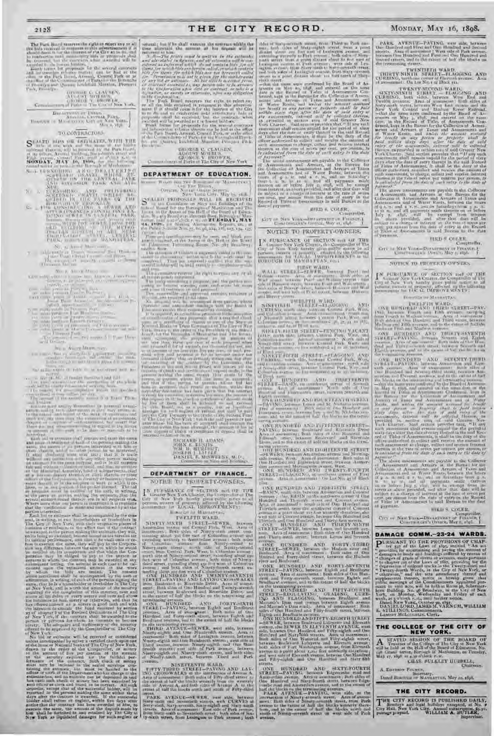The Park Board reserves the right to reject any or all the bids received in response to this advertisement if it should deem it for the interest of the City so to do, and to readvertise until satisfactory bids or proposals shall be received; but the contracts when awarded will be awarded to the lowest bidder.

Blank forms for proposals for the several contracts and information relative to them can be had at the office of the Park Board, Arsenal, Central Park, or at the office of the Commissioner of Parks for the Boroughs of Brooklyn and Queens, Litchfield Mansion, Prospect Park, Brooklyn.

GEORGE C. CLAUSEN,
AUGUST MOEBUS,
GEORGE V. BROWER,
Commissioners of Parks of The City of New York.

DEPARTMENT OF PARKS,
ARSENAL, CENTRAL PARK,
BOROUGH OF MANHATTAN, CITY OF NEW YORK,
May 2, 1898.

## TO CONTRACTORS.

SEALED BIDS OR ESTIMATES, WITH THE title of the work and the name of the bidder indorsed thereon, will be received by the Park Board, at its offices, Arsenal Building, Sixty-fourth street and Fifth avenue, Central Park, until 11 o'clock A.M. on MONDAY, MAY 16, 1898, for the following named works in parks in the Borough of Manhattan:

No. 1. FURNISHING AND DELIVERING SCREENED GRAVEL WHERE REQUIRED IN THE CENTRAL PARK AND RIVERSIDE PARK AND AVENUE.

No. 2. FURNISHING AND DELIVERING SCREENED GRAVEL WHERE REQUIRED IN THE PARKS OF THE BOROUGH OF BROOKLYN.

No. 3. FOR CONSTRUCTING A SEWER AND APPURTENANCES IN CENTRAL PARK.

...

The Park Board reserves the right to reject any or all the bids received in response to this advertisement if it should deem it for the interest of the City so to do, and to readvertise until satisfactory bids or proposals shall be received; but the contracts when awarded will be awarded to the lowest bidder.

Blank forms for proposals for the several contracts and information relative to them can be had at the office of the Park Board, Arsenal, Central Park, or at the office of the Commissioner of Parks for the Boroughs of Brooklyn and Queens, Litchfield Mansion, Prospect Park, Brooklyn.

GEORGE C. CLAUSEN,
AUGUST MOEBUS,
GEORGE V. BROWER,
Commissioners of Parks of The City of New York.

## DEPARTMENT OF EDUCATION.

SCHOOL BOARD FOR THE BOROUGHS OF MANHATTAN AND THE BRONX,
OFFICES, NINTH AND GRAND STREETS,
NEW YORK CITY, May 12, 1898.

SEALED PROPOSALS WILL BE RECEIVED by the Committee on Sites and Buildings of the School Board for the Boroughs of Manhattan and The Bronx, at the Hall of the Board of Education, ... until 4 o'clock P.M. on TUESDAY, MAY 24, 1898 ...

RICHARD H. ADAMS,
JOHN E. EUSTIS,
WM. H. HURLBUT,
JOSEPH J. LITTLE,
DANIEL E. McSWEENY, M.D.,
Committee on Sites and Buildings.

## DEPARTMENT OF FINANCE.

### NOTICE TO PROPERTY-OWNERS.

IN PURSUANCE OF SECTION 1018 OF THE Greater New York Charter, the Comptroller of The City of New York hereby gives public notice to all persons, owners of property, affected by the following assessments for LOCAL IMPROVEMENTS in the BOROUGH OF MANHATTAN:

TWELFTH WARD.

NINETY-NINTH STREET—SEWER, between Amsterdam avenue and Central Park, West. ...

ONE HUNDRED AND TWENTY-SEVENTH STREET—PAVING AND LAYING CROSSWALKS ...

ONE HUNDRED AND FORTY-SIXTH STREET—PAVING, between Eighth and Bradhurst avenues. ...

THIRD AVENUE—SEWER, west side, between Ninety-eighth and One Hundredth streets. ...

NINETEENTH WARD.

FIFTY-THIRD STREET—PAVING AND LAYING CROSSWALKS ...

PARK AVENUE—SEWER, east side, between Sixty-sixth and Seventieth streets ...

—that the same were confirmed by the Board of Assessors on May 10, 1898, and entered on the same date in the Record of Titles of Assessments Confirmed, kept in the Bureau for the Collection of Assessments and Arrears of Taxes and Assessments and of Water Rents, and unless the amount assessed for benefit on any person or property shall be paid within sixty days after the date of said entry of the assessments, interest will be collected thereon, as provided in section 1019 of said Greater New York Charter. ...

The above assessments are payable to the Collector of Assessments and Arrears, at the Bureau for the Collection of Assessments and Arrears of Taxes and Assessments and of Water Rents, between the hours of 9 A.M. and 2 P.M., and on Saturdays from 9 A.M. to 12 M., and all payments made thereon on or before July 9, 1898, will be exempt from interest, as above provided, and after that date will be subject to a charge of interest at the rate of seven per cent. per annum from the date of entry in the Record of Titles of Assessments in said Bureau to the date of payment.

BIRD S. COLER,
Comptroller.

CITY OF NEW YORK—DEPARTMENT OF FINANCE,
COMPTROLLER'S OFFICE, May 11, 1898.

### NOTICE TO PROPERTY-OWNERS.

IN PURSUANCE OF SECTION 1018 OF THE Greater New York Charter, the Comptroller of The City of New York hereby gives public notice to all persons, owners of property, affected by the following assessments for LOCAL IMPROVEMENTS in the BOROUGH OF MANHATTAN:

FIRST WARD.

WALL STREET—SEWER, between Pearl and Water streets. ...

TWELFTH WARD.

NINETIETH STREET—FLAGGING AND CURBING, ...

NINETY-FIFTH STREET—FENCING VACANT LOTS, ...

SIXTY-FIFTH STREET—FLAGGING AND CURBING, ...

ONE HUNDRED AND THIRTEENTH STREET—PAVING, ...

ONE HUNDRED AND FIFTEENTH STREET—PAVING, ...

ONE HUNDRED AND EIGHTEENTH STREET—SEWER, ...

ONE HUNDRED AND TWENTY-FOURTH STREET—FLAGGING, ...

ONE HUNDRED AND THIRTIETH STREET—BASIN, ...

ONE HUNDRED AND THIRTY-NINTH STREET—SEWER, ...

ONE HUNDRED AND FORTY-THIRD STREET—SEWER, ...

ONE HUNDRED AND FORTY-SEVENTH STREET—PAVING, ...

ONE HUNDRED AND FIFTY-FOURTH STREET—REGULATING, GRADING, CURBING AND FLAGGING, ...

ONE HUNDRED AND FIFTY-EIGHTH STREET—SEWER, ...

ONE HUNDRED AND SIXTY-FOURTH STREET—PAVING, ...

PARK AVENUE—PAVING, ...

PARK AVENUE—PAVING, west side, between One Hundred and First and One Hundred and Second streets. ...

TWENTIETH WARD.

THIRTY-NINTH STREET—FLAGGING AND CURBING, northeast corner of Eleventh avenue. ...

TWENTY-SECOND WARD.

SIXTY-NINTH STREET—FLAGGING AND CURBING, both sides, between West End and Twelfth avenues. ...

—that the same were confirmed by the Board of Assessors on May 3, 1898, and entered on the same date in the Record of Titles of Assessments Confirmed, kept in the Bureau for the Collection of Assessments and Arrears of Taxes and Assessments and of Water Rents, and unless the amount assessed for benefit on any person or property shall be paid within sixty days after the date of said entry of the assessments, interest will be collected thereon, as provided in section 1019 of said Greater New York Charter. ...

The above assessments are payable to the Collector of Assessments and Arrears, at the Bureau for the Collection of Assessments and Arrears of Taxes and Assessments and of Water Rents, ...

BIRD S. COLER,
Comptroller.

CITY OF NEW YORK—DEPARTMENT OF FINANCE,
COMPTROLLER'S OFFICE, May 5, 1898.

### NOTICE TO PROPERTY-OWNERS.

IN PURSUANCE OF SECTION 1018 OF THE Greater New York Charter, the Comptroller of The City of New York hereby gives public notice to all persons, owners of property, affected by the following assessments for LOCAL IMPROVEMENTS:

BOROUGH OF MANHATTAN.

TWELFTH WARD.

ONE HUNDRED AND THIRD STREET—PAVING, ...

ONE HUNDRED AND THIRTY-SEVENTH STREET—PAVING, ...

ONE HUNDRED AND SEVENTY-THIRD STREET—PAVING, ...

The above assessments are payable to the Collector of Assessments and Arrears, ...

BIRD S. COLER,
Comptroller.

CITY OF NEW YORK—DEPARTMENT OF FINANCE,
COMPTROLLER'S OFFICE, May 6, 1898.

## DAMAGE COMM.—23-24 WARDS.

PURSUANT TO THE PROVISIONS OF CHAPTER 537 of the Laws of 1893, entitled "An act providing for ascertaining and paying the amount of damages to lands and buildings suffered by reason of changes of grade of streets or avenues, made pursuant to chapter 721 of the Laws of 1887, providing for the depression of railroad tracks in the Twenty-third and Twenty-fourth Wards, in the City of New York," ... notice is hereby given that public meetings of the Commissioners appointed pursuant to said acts, will be held at Room 58, Schermerhorn Building, No. 96 Broadway, in the City of New York, on Monday, Wednesday and Friday of each week, at 2 o'clock P.M., until further notice.

Dated NEW YORK, October 28, 1897.

DANIEL LORD, JAMES M. VARNUM, WILLIAM E. STILLINGS, Commissioners.

LAMONT McLOUGHLIN, Clerk.

## THE COLLEGE OF THE CITY OF NEW YORK.

A STATED SESSION OF THE BOARD OF Trustees of the College of The City of New York will be held at the Hall of the Board of Education, No. 146 Grand street, Borough of Manhattan, on Tuesday, May 17, 1898, at 4.30 o'clock P.M.

CHAS. BULKLEY HUBBELL,
Chairman.

A. EMERSON PALMER,
Secretary.

Dated BOROUGH OF MANHATTAN, May 10, 1898.

## THE CITY RECORD.

THE CITY RECORD IS PUBLISHED DAILY, Sundays and legal holidays excepted, at No. 2 City Hall, New York City. Annual subscription, $9.30, postage prepaid.

WILLIAM A. BUTLER,
Supervisor.